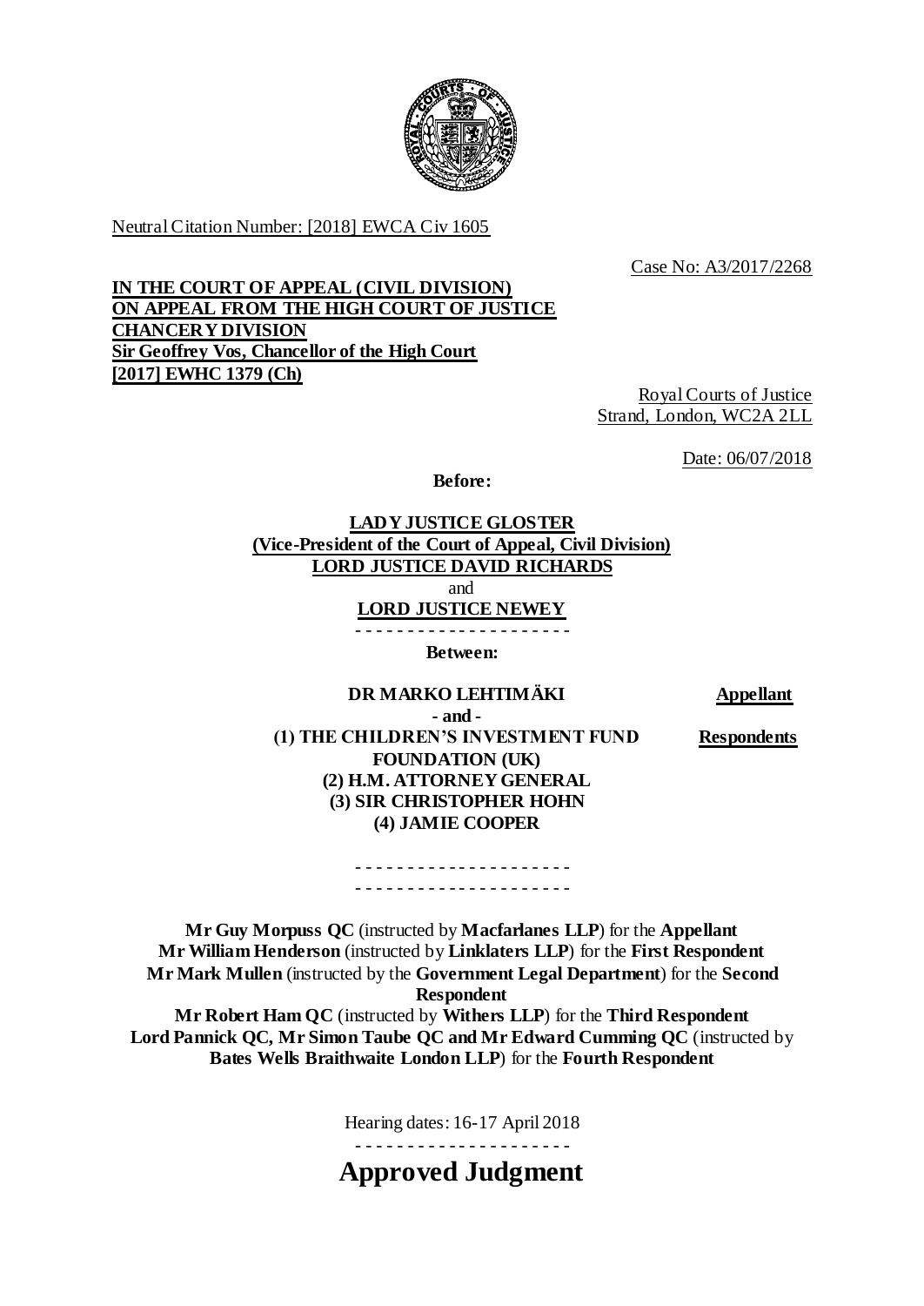Neutral Citation Number: [2018] EWCA Civ 1605

Case No: A3/2017/2268

**IN THE COURT OF APPEAL (CIVIL DIVISION)**
**ON APPEAL FROM THE HIGH COURT OF JUSTICE**
**CHANCERY DIVISION**
**Sir Geoffrey Vos, Chancellor of the High Court**
**[2017] EWHC 1379 (Ch)**

Royal Courts of Justice
Strand, London, WC2A 2LL

Date: 06/07/2018

**Before:**

**LADY JUSTICE GLOSTER**
**(Vice-President of the Court of Appeal, Civil Division)**
**LORD JUSTICE DAVID RICHARDS**
and
**LORD JUSTICE NEWEY**

- - - - - - - - - - - - - - - - - - - - -

**Between:**

**DR MARKO LEHTIMÄKI** — **Appellant**

**- and -**

**(1) THE CHILDREN'S INVESTMENT FUND FOUNDATION (UK)**
**(2) H.M. ATTORNEY GENERAL**
**(3) SIR CHRISTOPHER HOHN**
**(4) JAMIE COOPER** — **Respondents**

- - - - - - - - - - - - - - - - - - - - -
- - - - - - - - - - - - - - - - - - - - -

**Mr Guy Morpuss QC** (instructed by **Macfarlanes LLP**) for the **Appellant**
**Mr William Henderson** (instructed by **Linklaters LLP**) for the **First Respondent**
**Mr Mark Mullen** (instructed by the **Government Legal Department**) for the **Second Respondent**
**Mr Robert Ham QC** (instructed by **Withers LLP**) for the **Third Respondent**
**Lord Pannick QC, Mr Simon Taube QC and Mr Edward Cumming QC** (instructed by **Bates Wells Braithwaite London LLP**) for the **Fourth Respondent**

Hearing dates: 16-17 April 2018

- - - - - - - - - - - - - - - - - - - - -

# Approved Judgment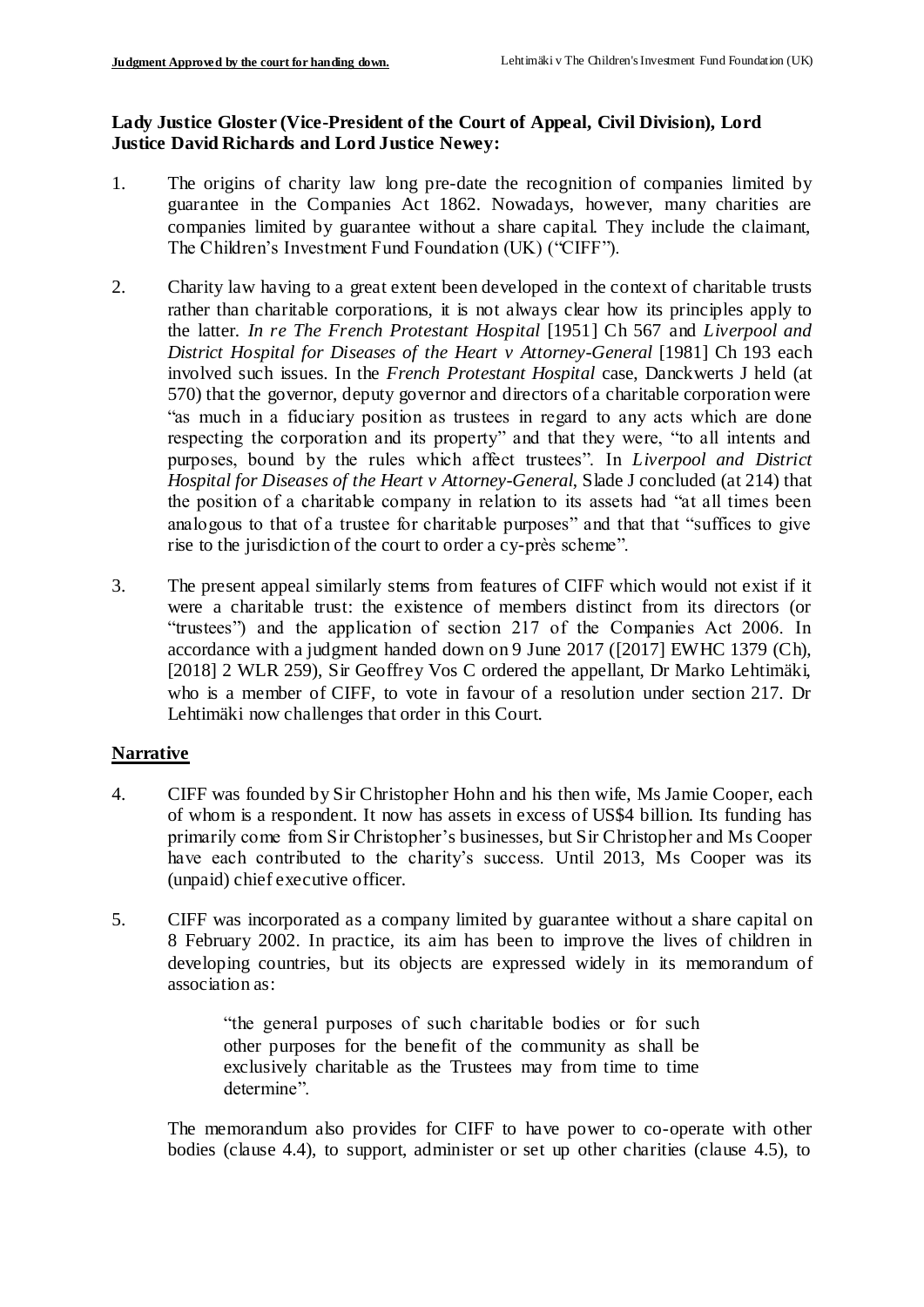**Lady Justice Gloster (Vice-President of the Court of Appeal, Civil Division), Lord Justice David Richards and Lord Justice Newey:**

1. The origins of charity law long pre-date the recognition of companies limited by guarantee in the Companies Act 1862. Nowadays, however, many charities are companies limited by guarantee without a share capital. They include the claimant, The Children's Investment Fund Foundation (UK) ("CIFF").

2. Charity law having to a great extent been developed in the context of charitable trusts rather than charitable corporations, it is not always clear how its principles apply to the latter. *In re The French Protestant Hospital* [1951] Ch 567 and *Liverpool and District Hospital for Diseases of the Heart v Attorney-General* [1981] Ch 193 each involved such issues. In the *French Protestant Hospital* case, Danckwerts J held (at 570) that the governor, deputy governor and directors of a charitable corporation were "as much in a fiduciary position as trustees in regard to any acts which are done respecting the corporation and its property" and that they were, "to all intents and purposes, bound by the rules which affect trustees". In *Liverpool and District Hospital for Diseases of the Heart v Attorney-General*, Slade J concluded (at 214) that the position of a charitable company in relation to its assets had "at all times been analogous to that of a trustee for charitable purposes" and that that "suffices to give rise to the jurisdiction of the court to order a cy-près scheme".

3. The present appeal similarly stems from features of CIFF which would not exist if it were a charitable trust: the existence of members distinct from its directors (or "trustees") and the application of section 217 of the Companies Act 2006. In accordance with a judgment handed down on 9 June 2017 ([2017] EWHC 1379 (Ch), [2018] 2 WLR 259), Sir Geoffrey Vos C ordered the appellant, Dr Marko Lehtimäki, who is a member of CIFF, to vote in favour of a resolution under section 217. Dr Lehtimäki now challenges that order in this Court.

## Narrative

4. CIFF was founded by Sir Christopher Hohn and his then wife, Ms Jamie Cooper, each of whom is a respondent. It now has assets in excess of US$4 billion. Its funding has primarily come from Sir Christopher's businesses, but Sir Christopher and Ms Cooper have each contributed to the charity's success. Until 2013, Ms Cooper was its (unpaid) chief executive officer.

5. CIFF was incorporated as a company limited by guarantee without a share capital on 8 February 2002. In practice, its aim has been to improve the lives of children in developing countries, but its objects are expressed widely in its memorandum of association as:

> "the general purposes of such charitable bodies or for such other purposes for the benefit of the community as shall be exclusively charitable as the Trustees may from time to time determine".

The memorandum also provides for CIFF to have power to co-operate with other bodies (clause 4.4), to support, administer or set up other charities (clause 4.5), to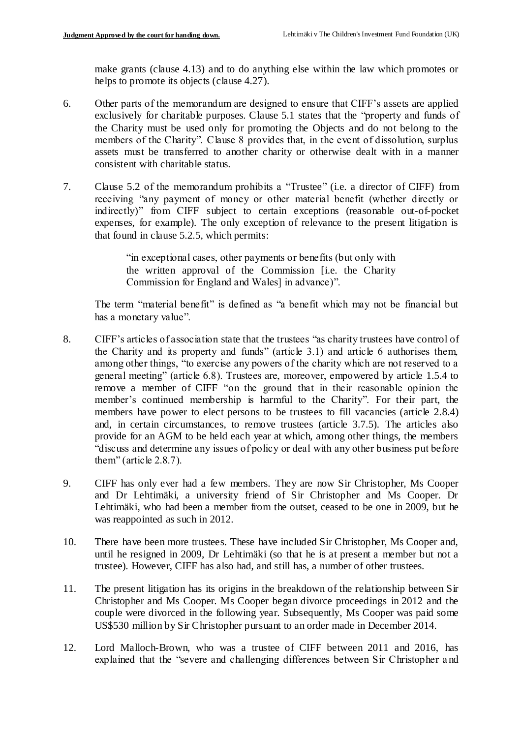make grants (clause 4.13) and to do anything else within the law which promotes or helps to promote its objects (clause 4.27).

6. Other parts of the memorandum are designed to ensure that CIFF's assets are applied exclusively for charitable purposes. Clause 5.1 states that the "property and funds of the Charity must be used only for promoting the Objects and do not belong to the members of the Charity". Clause 8 provides that, in the event of dissolution, surplus assets must be transferred to another charity or otherwise dealt with in a manner consistent with charitable status.

7. Clause 5.2 of the memorandum prohibits a "Trustee" (i.e. a director of CIFF) from receiving "any payment of money or other material benefit (whether directly or indirectly)" from CIFF subject to certain exceptions (reasonable out-of-pocket expenses, for example). The only exception of relevance to the present litigation is that found in clause 5.2.5, which permits:

   > "in exceptional cases, other payments or benefits (but only with the written approval of the Commission [i.e. the Charity Commission for England and Wales] in advance)".

   The term "material benefit" is defined as "a benefit which may not be financial but has a monetary value".

8. CIFF's articles of association state that the trustees "as charity trustees have control of the Charity and its property and funds" (article 3.1) and article 6 authorises them, among other things, "to exercise any powers of the charity which are not reserved to a general meeting" (article 6.8). Trustees are, moreover, empowered by article 1.5.4 to remove a member of CIFF "on the ground that in their reasonable opinion the member's continued membership is harmful to the Charity". For their part, the members have power to elect persons to be trustees to fill vacancies (article 2.8.4) and, in certain circumstances, to remove trustees (article 3.7.5). The articles also provide for an AGM to be held each year at which, among other things, the members "discuss and determine any issues of policy or deal with any other business put before them" (article 2.8.7).

9. CIFF has only ever had a few members. They are now Sir Christopher, Ms Cooper and Dr Lehtimäki, a university friend of Sir Christopher and Ms Cooper. Dr Lehtimäki, who had been a member from the outset, ceased to be one in 2009, but he was reappointed as such in 2012.

10. There have been more trustees. These have included Sir Christopher, Ms Cooper and, until he resigned in 2009, Dr Lehtimäki (so that he is at present a member but not a trustee). However, CIFF has also had, and still has, a number of other trustees.

11. The present litigation has its origins in the breakdown of the relationship between Sir Christopher and Ms Cooper. Ms Cooper began divorce proceedings in 2012 and the couple were divorced in the following year. Subsequently, Ms Cooper was paid some US$530 million by Sir Christopher pursuant to an order made in December 2014.

12. Lord Malloch-Brown, who was a trustee of CIFF between 2011 and 2016, has explained that the "severe and challenging differences between Sir Christopher and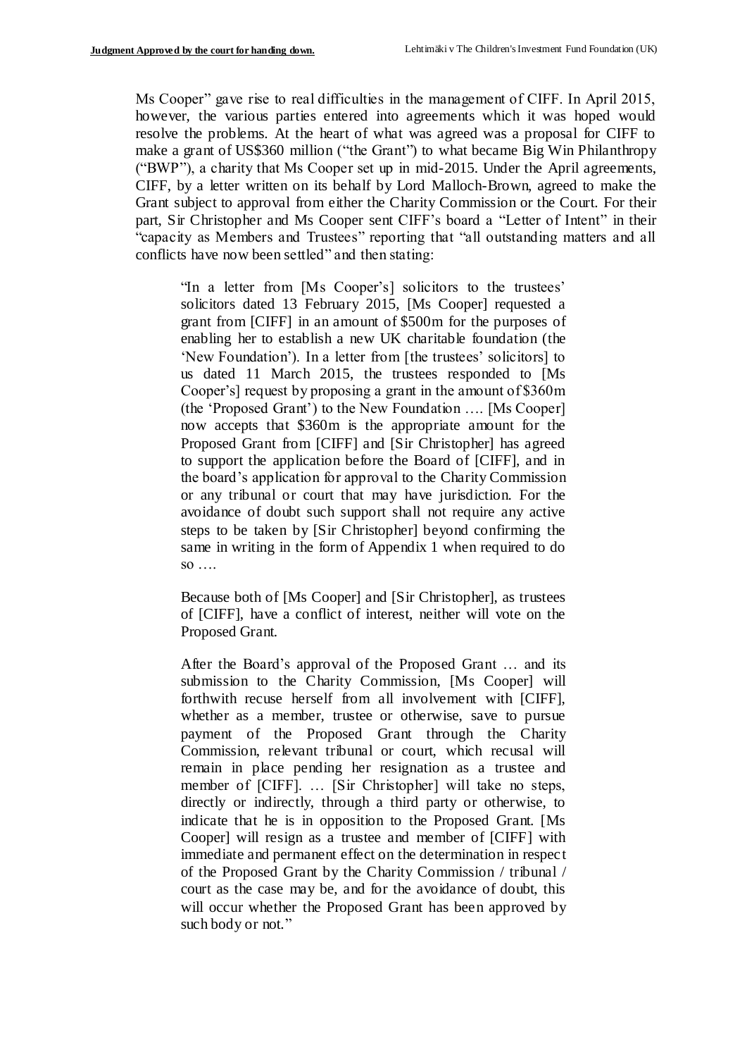Ms Cooper" gave rise to real difficulties in the management of CIFF. In April 2015, however, the various parties entered into agreements which it was hoped would resolve the problems. At the heart of what was agreed was a proposal for CIFF to make a grant of US$360 million ("the Grant") to what became Big Win Philanthropy ("BWP"), a charity that Ms Cooper set up in mid-2015. Under the April agreements, CIFF, by a letter written on its behalf by Lord Malloch-Brown, agreed to make the Grant subject to approval from either the Charity Commission or the Court. For their part, Sir Christopher and Ms Cooper sent CIFF's board a "Letter of Intent" in their "capacity as Members and Trustees" reporting that "all outstanding matters and all conflicts have now been settled" and then stating:

> "In a letter from [Ms Cooper's] solicitors to the trustees' solicitors dated 13 February 2015, [Ms Cooper] requested a grant from [CIFF] in an amount of $500m for the purposes of enabling her to establish a new UK charitable foundation (the 'New Foundation'). In a letter from [the trustees' solicitors] to us dated 11 March 2015, the trustees responded to [Ms Cooper's] request by proposing a grant in the amount of $360m (the 'Proposed Grant') to the New Foundation …. [Ms Cooper] now accepts that $360m is the appropriate amount for the Proposed Grant from [CIFF] and [Sir Christopher] has agreed to support the application before the Board of [CIFF], and in the board's application for approval to the Charity Commission or any tribunal or court that may have jurisdiction. For the avoidance of doubt such support shall not require any active steps to be taken by [Sir Christopher] beyond confirming the same in writing in the form of Appendix 1 when required to do so ….
>
> Because both of [Ms Cooper] and [Sir Christopher], as trustees of [CIFF], have a conflict of interest, neither will vote on the Proposed Grant.
>
> After the Board's approval of the Proposed Grant … and its submission to the Charity Commission, [Ms Cooper] will forthwith recuse herself from all involvement with [CIFF], whether as a member, trustee or otherwise, save to pursue payment of the Proposed Grant through the Charity Commission, relevant tribunal or court, which recusal will remain in place pending her resignation as a trustee and member of [CIFF]. … [Sir Christopher] will take no steps, directly or indirectly, through a third party or otherwise, to indicate that he is in opposition to the Proposed Grant. [Ms Cooper] will resign as a trustee and member of [CIFF] with immediate and permanent effect on the determination in respect of the Proposed Grant by the Charity Commission / tribunal / court as the case may be, and for the avoidance of doubt, this will occur whether the Proposed Grant has been approved by such body or not."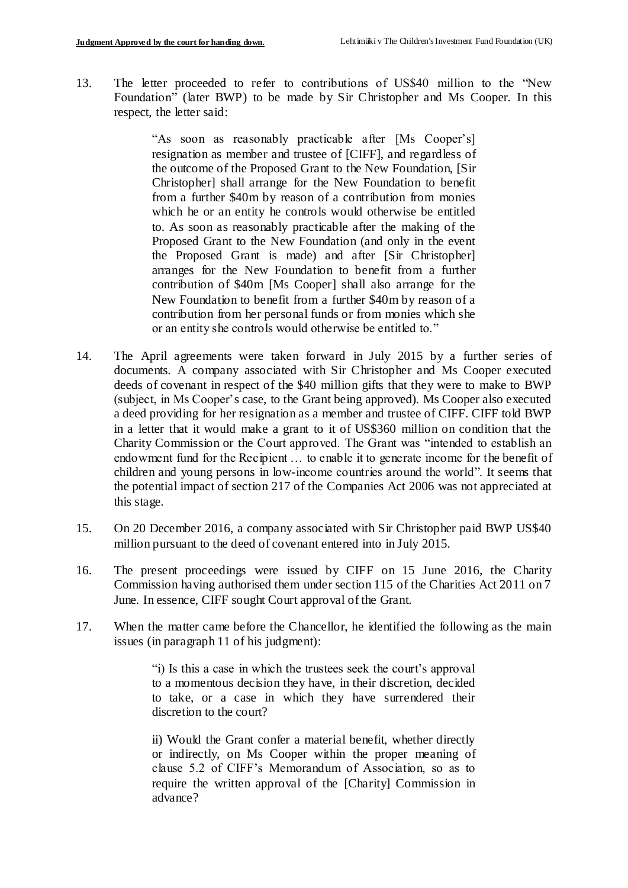13. The letter proceeded to refer to contributions of US$40 million to the "New Foundation" (later BWP) to be made by Sir Christopher and Ms Cooper. In this respect, the letter said:

> "As soon as reasonably practicable after [Ms Cooper's] resignation as member and trustee of [CIFF], and regardless of the outcome of the Proposed Grant to the New Foundation, [Sir Christopher] shall arrange for the New Foundation to benefit from a further $40m by reason of a contribution from monies which he or an entity he controls would otherwise be entitled to. As soon as reasonably practicable after the making of the Proposed Grant to the New Foundation (and only in the event the Proposed Grant is made) and after [Sir Christopher] arranges for the New Foundation to benefit from a further contribution of $40m [Ms Cooper] shall also arrange for the New Foundation to benefit from a further $40m by reason of a contribution from her personal funds or from monies which she or an entity she controls would otherwise be entitled to."

14. The April agreements were taken forward in July 2015 by a further series of documents. A company associated with Sir Christopher and Ms Cooper executed deeds of covenant in respect of the $40 million gifts that they were to make to BWP (subject, in Ms Cooper's case, to the Grant being approved). Ms Cooper also executed a deed providing for her resignation as a member and trustee of CIFF. CIFF told BWP in a letter that it would make a grant to it of US$360 million on condition that the Charity Commission or the Court approved. The Grant was "intended to establish an endowment fund for the Recipient … to enable it to generate income for the benefit of children and young persons in low-income countries around the world". It seems that the potential impact of section 217 of the Companies Act 2006 was not appreciated at this stage.

15. On 20 December 2016, a company associated with Sir Christopher paid BWP US$40 million pursuant to the deed of covenant entered into in July 2015.

16. The present proceedings were issued by CIFF on 15 June 2016, the Charity Commission having authorised them under section 115 of the Charities Act 2011 on 7 June. In essence, CIFF sought Court approval of the Grant.

17. When the matter came before the Chancellor, he identified the following as the main issues (in paragraph 11 of his judgment):

> "i) Is this a case in which the trustees seek the court's approval to a momentous decision they have, in their discretion, decided to take, or a case in which they have surrendered their discretion to the court?
>
> ii) Would the Grant confer a material benefit, whether directly or indirectly, on Ms Cooper within the proper meaning of clause 5.2 of CIFF's Memorandum of Association, so as to require the written approval of the [Charity] Commission in advance?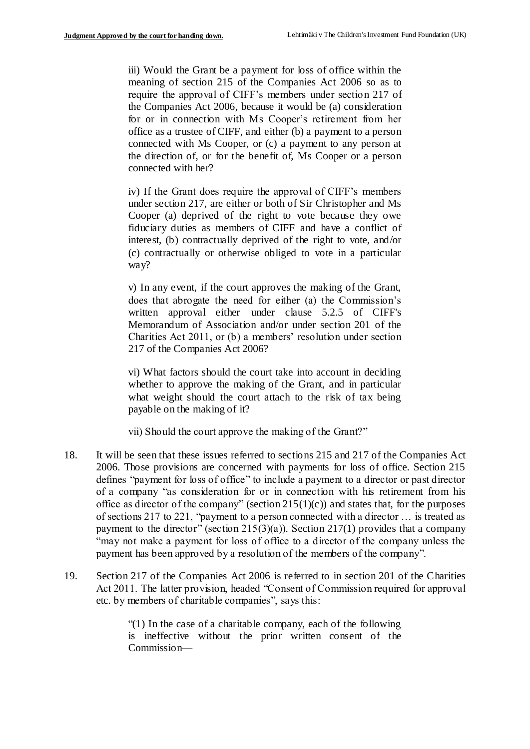> iii) Would the Grant be a payment for loss of office within the meaning of section 215 of the Companies Act 2006 so as to require the approval of CIFF's members under section 217 of the Companies Act 2006, because it would be (a) consideration for or in connection with Ms Cooper's retirement from her office as a trustee of CIFF, and either (b) a payment to a person connected with Ms Cooper, or (c) a payment to any person at the direction of, or for the benefit of, Ms Cooper or a person connected with her?
>
> iv) If the Grant does require the approval of CIFF's members under section 217, are either or both of Sir Christopher and Ms Cooper (a) deprived of the right to vote because they owe fiduciary duties as members of CIFF and have a conflict of interest, (b) contractually deprived of the right to vote, and/or (c) contractually or otherwise obliged to vote in a particular way?
>
> v) In any event, if the court approves the making of the Grant, does that abrogate the need for either (a) the Commission's written approval either under clause 5.2.5 of CIFF's Memorandum of Association and/or under section 201 of the Charities Act 2011, or (b) a members' resolution under section 217 of the Companies Act 2006?
>
> vi) What factors should the court take into account in deciding whether to approve the making of the Grant, and in particular what weight should the court attach to the risk of tax being payable on the making of it?
>
> vii) Should the court approve the making of the Grant?"

18. It will be seen that these issues referred to sections 215 and 217 of the Companies Act 2006. Those provisions are concerned with payments for loss of office. Section 215 defines "payment for loss of office" to include a payment to a director or past director of a company "as consideration for or in connection with his retirement from his office as director of the company" (section 215(1)(c)) and states that, for the purposes of sections 217 to 221, "payment to a person connected with a director … is treated as payment to the director" (section 215(3)(a)). Section 217(1) provides that a company "may not make a payment for loss of office to a director of the company unless the payment has been approved by a resolution of the members of the company".

19. Section 217 of the Companies Act 2006 is referred to in section 201 of the Charities Act 2011. The latter provision, headed "Consent of Commission required for approval etc. by members of charitable companies", says this:

> "(1) In the case of a charitable company, each of the following is ineffective without the prior written consent of the Commission—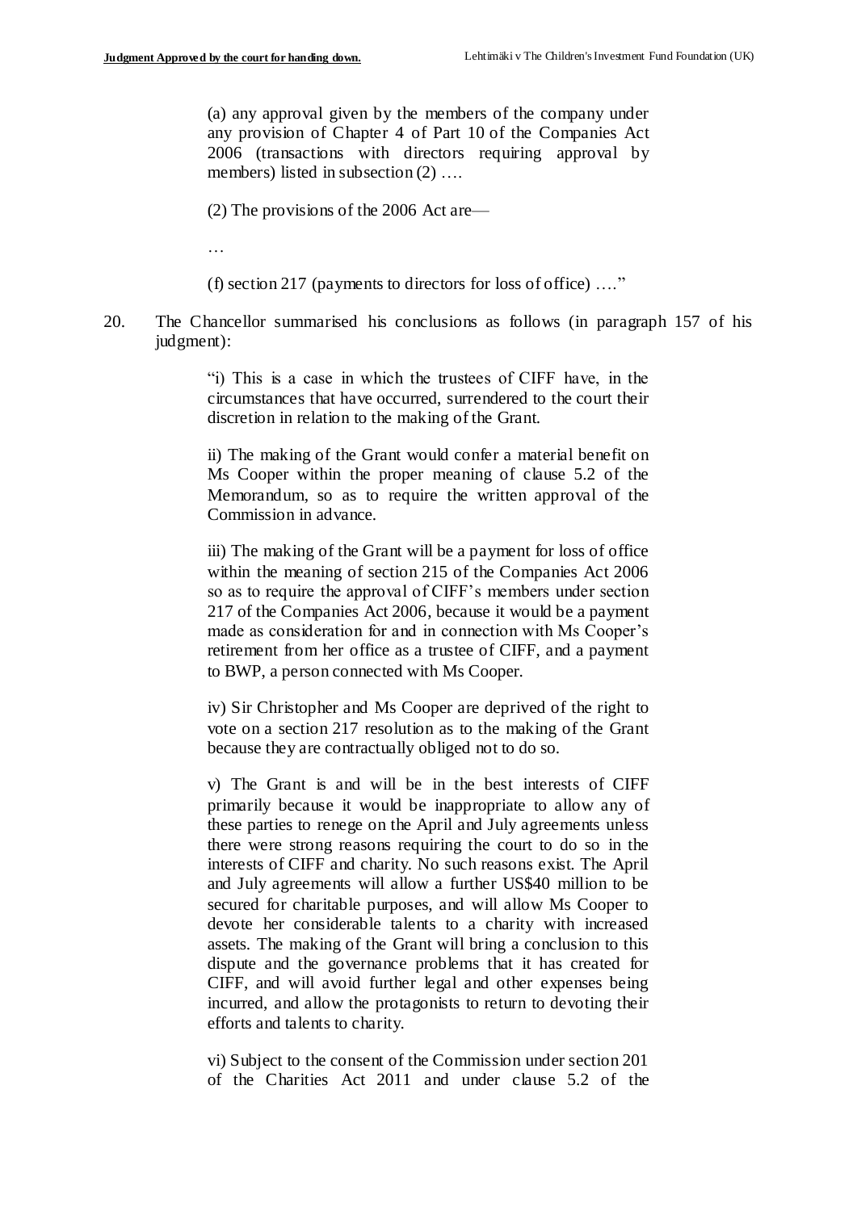> (a) any approval given by the members of the company under any provision of Chapter 4 of Part 10 of the Companies Act 2006 (transactions with directors requiring approval by members) listed in subsection (2) ….
>
> (2) The provisions of the 2006 Act are—
>
> …
>
> (f) section 217 (payments to directors for loss of office) ….”

20. The Chancellor summarised his conclusions as follows (in paragraph 157 of his judgment):

> “i) This is a case in which the trustees of CIFF have, in the circumstances that have occurred, surrendered to the court their discretion in relation to the making of the Grant.
>
> ii) The making of the Grant would confer a material benefit on Ms Cooper within the proper meaning of clause 5.2 of the Memorandum, so as to require the written approval of the Commission in advance.
>
> iii) The making of the Grant will be a payment for loss of office within the meaning of section 215 of the Companies Act 2006 so as to require the approval of CIFF’s members under section 217 of the Companies Act 2006, because it would be a payment made as consideration for and in connection with Ms Cooper’s retirement from her office as a trustee of CIFF, and a payment to BWP, a person connected with Ms Cooper.
>
> iv) Sir Christopher and Ms Cooper are deprived of the right to vote on a section 217 resolution as to the making of the Grant because they are contractually obliged not to do so.
>
> v) The Grant is and will be in the best interests of CIFF primarily because it would be inappropriate to allow any of these parties to renege on the April and July agreements unless there were strong reasons requiring the court to do so in the interests of CIFF and charity. No such reasons exist. The April and July agreements will allow a further US$40 million to be secured for charitable purposes, and will allow Ms Cooper to devote her considerable talents to a charity with increased assets. The making of the Grant will bring a conclusion to this dispute and the governance problems that it has created for CIFF, and will avoid further legal and other expenses being incurred, and allow the protagonists to return to devoting their efforts and talents to charity.
>
> vi) Subject to the consent of the Commission under section 201 of the Charities Act 2011 and under clause 5.2 of the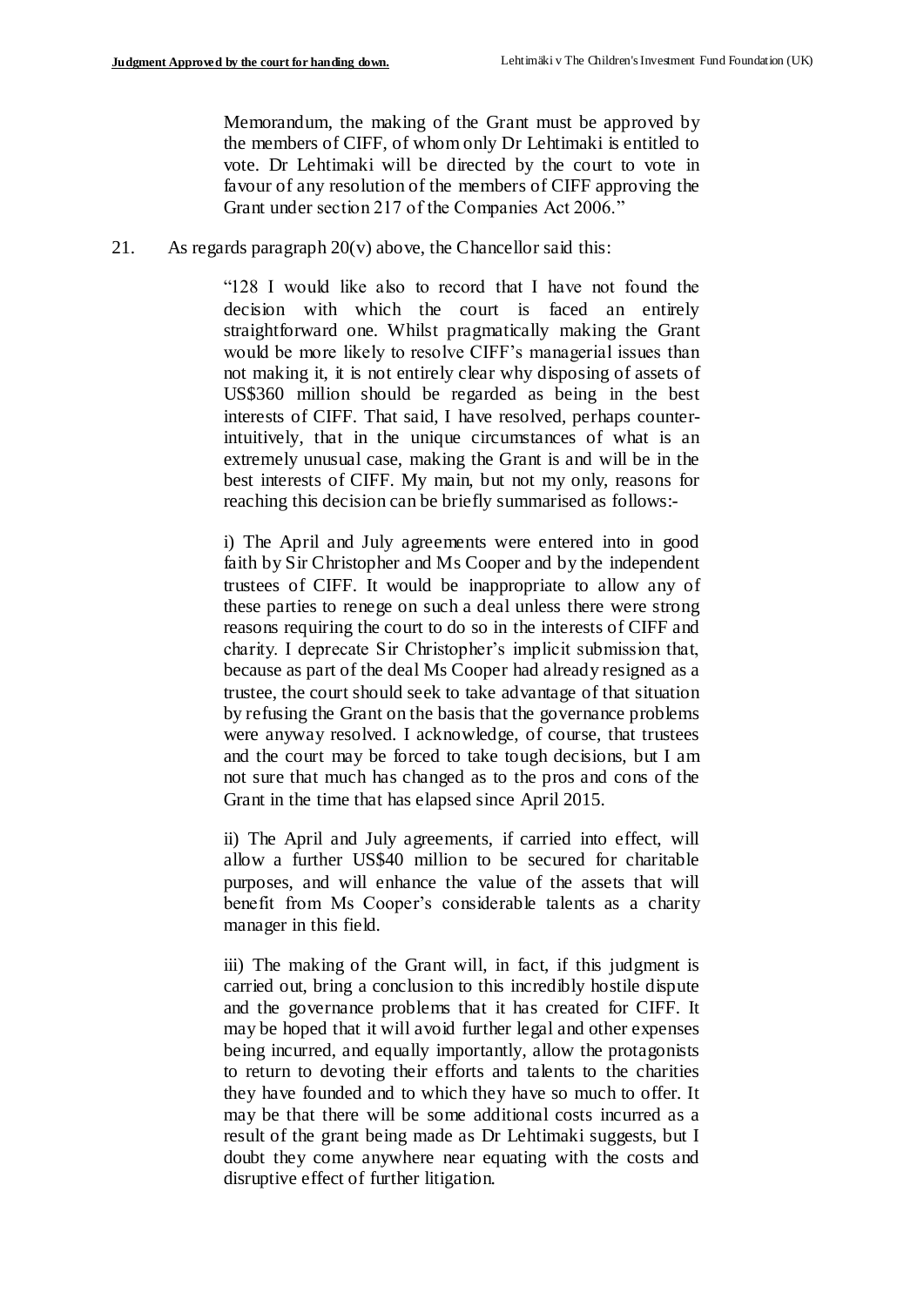Memorandum, the making of the Grant must be approved by the members of CIFF, of whom only Dr Lehtimaki is entitled to vote. Dr Lehtimaki will be directed by the court to vote in favour of any resolution of the members of CIFF approving the Grant under section 217 of the Companies Act 2006."

21. As regards paragraph 20(v) above, the Chancellor said this:

> "128 I would like also to record that I have not found the decision with which the court is faced an entirely straightforward one. Whilst pragmatically making the Grant would be more likely to resolve CIFF's managerial issues than not making it, it is not entirely clear why disposing of assets of US$360 million should be regarded as being in the best interests of CIFF. That said, I have resolved, perhaps counter-intuitively, that in the unique circumstances of what is an extremely unusual case, making the Grant is and will be in the best interests of CIFF. My main, but not my only, reasons for reaching this decision can be briefly summarised as follows:-
>
> i) The April and July agreements were entered into in good faith by Sir Christopher and Ms Cooper and by the independent trustees of CIFF. It would be inappropriate to allow any of these parties to renege on such a deal unless there were strong reasons requiring the court to do so in the interests of CIFF and charity. I deprecate Sir Christopher's implicit submission that, because as part of the deal Ms Cooper had already resigned as a trustee, the court should seek to take advantage of that situation by refusing the Grant on the basis that the governance problems were anyway resolved. I acknowledge, of course, that trustees and the court may be forced to take tough decisions, but I am not sure that much has changed as to the pros and cons of the Grant in the time that has elapsed since April 2015.
>
> ii) The April and July agreements, if carried into effect, will allow a further US$40 million to be secured for charitable purposes, and will enhance the value of the assets that will benefit from Ms Cooper's considerable talents as a charity manager in this field.
>
> iii) The making of the Grant will, in fact, if this judgment is carried out, bring a conclusion to this incredibly hostile dispute and the governance problems that it has created for CIFF. It may be hoped that it will avoid further legal and other expenses being incurred, and equally importantly, allow the protagonists to return to devoting their efforts and talents to the charities they have founded and to which they have so much to offer. It may be that there will be some additional costs incurred as a result of the grant being made as Dr Lehtimaki suggests, but I doubt they come anywhere near equating with the costs and disruptive effect of further litigation.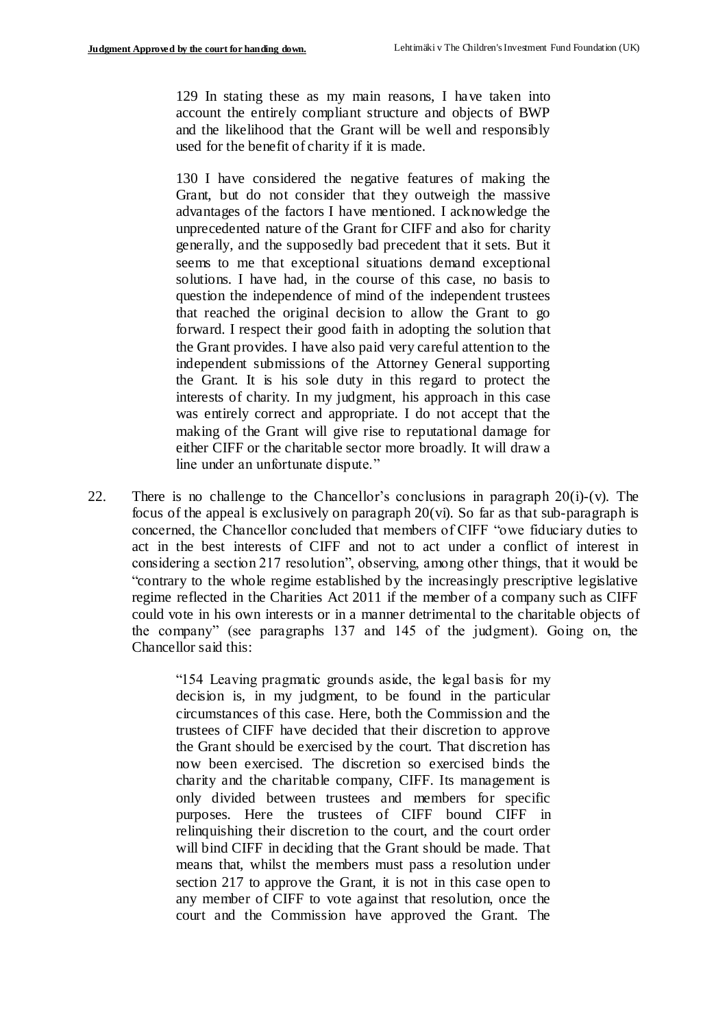> 129 In stating these as my main reasons, I have taken into account the entirely compliant structure and objects of BWP and the likelihood that the Grant will be well and responsibly used for the benefit of charity if it is made.
>
> 130 I have considered the negative features of making the Grant, but do not consider that they outweigh the massive advantages of the factors I have mentioned. I acknowledge the unprecedented nature of the Grant for CIFF and also for charity generally, and the supposedly bad precedent that it sets. But it seems to me that exceptional situations demand exceptional solutions. I have had, in the course of this case, no basis to question the independence of mind of the independent trustees that reached the original decision to allow the Grant to go forward. I respect their good faith in adopting the solution that the Grant provides. I have also paid very careful attention to the independent submissions of the Attorney General supporting the Grant. It is his sole duty in this regard to protect the interests of charity. In my judgment, his approach in this case was entirely correct and appropriate. I do not accept that the making of the Grant will give rise to reputational damage for either CIFF or the charitable sector more broadly. It will draw a line under an unfortunate dispute."

22. There is no challenge to the Chancellor's conclusions in paragraph 20(i)-(v). The focus of the appeal is exclusively on paragraph 20(vi). So far as that sub-paragraph is concerned, the Chancellor concluded that members of CIFF "owe fiduciary duties to act in the best interests of CIFF and not to act under a conflict of interest in considering a section 217 resolution", observing, among other things, that it would be "contrary to the whole regime established by the increasingly prescriptive legislative regime reflected in the Charities Act 2011 if the member of a company such as CIFF could vote in his own interests or in a manner detrimental to the charitable objects of the company" (see paragraphs 137 and 145 of the judgment). Going on, the Chancellor said this:

> "154 Leaving pragmatic grounds aside, the legal basis for my decision is, in my judgment, to be found in the particular circumstances of this case. Here, both the Commission and the trustees of CIFF have decided that their discretion to approve the Grant should be exercised by the court. That discretion has now been exercised. The discretion so exercised binds the charity and the charitable company, CIFF. Its management is only divided between trustees and members for specific purposes. Here the trustees of CIFF bound CIFF in relinquishing their discretion to the court, and the court order will bind CIFF in deciding that the Grant should be made. That means that, whilst the members must pass a resolution under section 217 to approve the Grant, it is not in this case open to any member of CIFF to vote against that resolution, once the court and the Commission have approved the Grant. The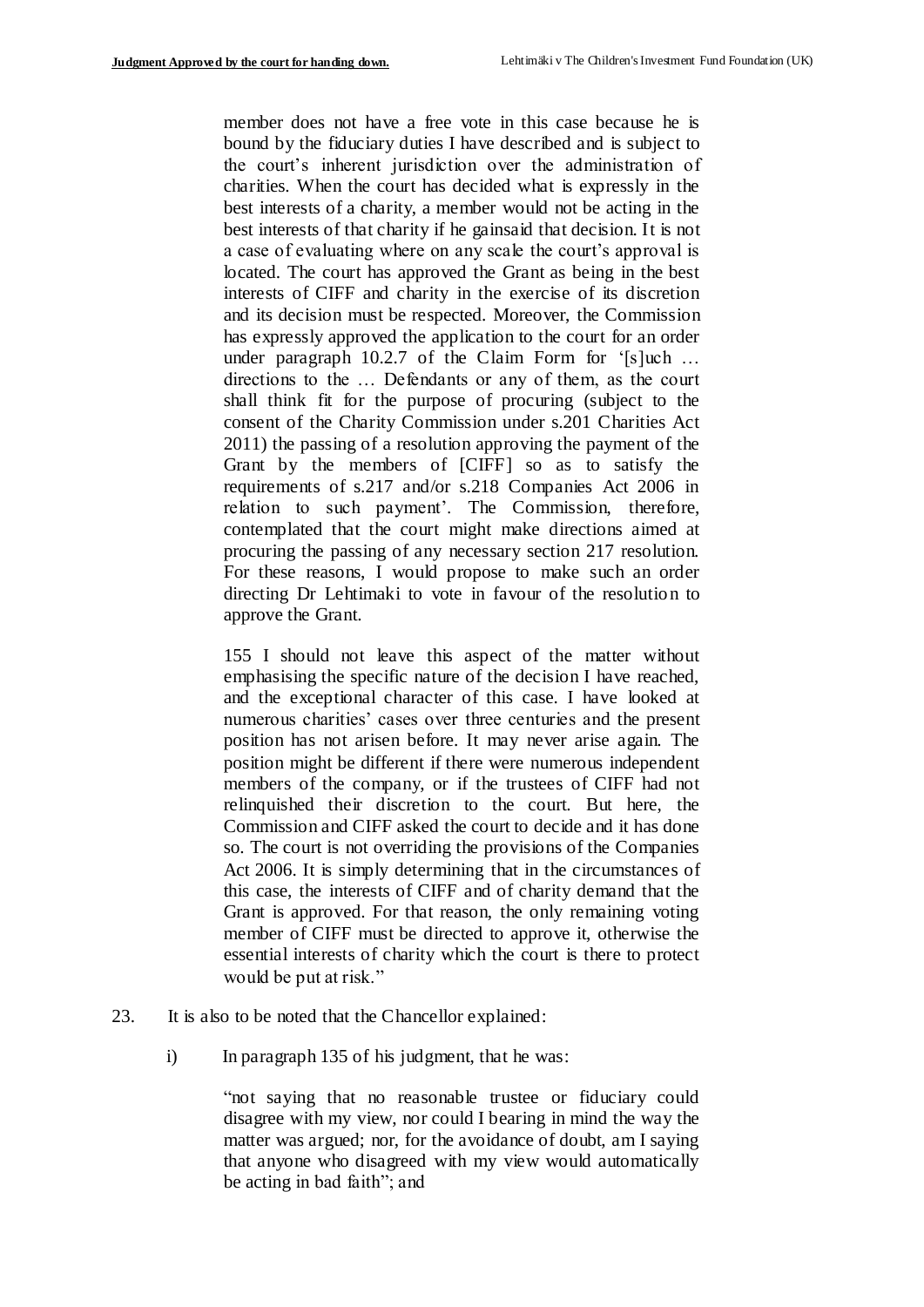member does not have a free vote in this case because he is bound by the fiduciary duties I have described and is subject to the court's inherent jurisdiction over the administration of charities. When the court has decided what is expressly in the best interests of a charity, a member would not be acting in the best interests of that charity if he gainsaid that decision. It is not a case of evaluating where on any scale the court's approval is located. The court has approved the Grant as being in the best interests of CIFF and charity in the exercise of its discretion and its decision must be respected. Moreover, the Commission has expressly approved the application to the court for an order under paragraph 10.2.7 of the Claim Form for '[s]uch … directions to the … Defendants or any of them, as the court shall think fit for the purpose of procuring (subject to the consent of the Charity Commission under s.201 Charities Act 2011) the passing of a resolution approving the payment of the Grant by the members of [CIFF] so as to satisfy the requirements of s.217 and/or s.218 Companies Act 2006 in relation to such payment'. The Commission, therefore, contemplated that the court might make directions aimed at procuring the passing of any necessary section 217 resolution. For these reasons, I would propose to make such an order directing Dr Lehtimaki to vote in favour of the resolution to approve the Grant.

155 I should not leave this aspect of the matter without emphasising the specific nature of the decision I have reached, and the exceptional character of this case. I have looked at numerous charities' cases over three centuries and the present position has not arisen before. It may never arise again. The position might be different if there were numerous independent members of the company, or if the trustees of CIFF had not relinquished their discretion to the court. But here, the Commission and CIFF asked the court to decide and it has done so. The court is not overriding the provisions of the Companies Act 2006. It is simply determining that in the circumstances of this case, the interests of CIFF and of charity demand that the Grant is approved. For that reason, the only remaining voting member of CIFF must be directed to approve it, otherwise the essential interests of charity which the court is there to protect would be put at risk."

23. It is also to be noted that the Chancellor explained:

i) In paragraph 135 of his judgment, that he was:

> "not saying that no reasonable trustee or fiduciary could disagree with my view, nor could I bearing in mind the way the matter was argued; nor, for the avoidance of doubt, am I saying that anyone who disagreed with my view would automatically be acting in bad faith"; and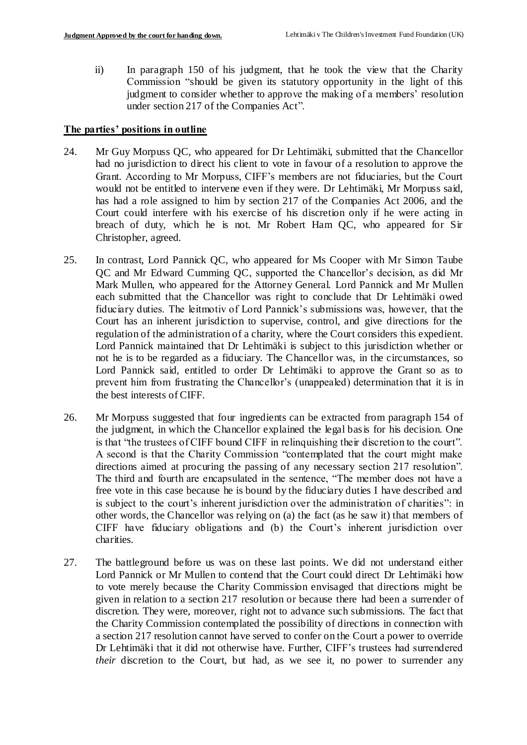ii) In paragraph 150 of his judgment, that he took the view that the Charity Commission "should be given its statutory opportunity in the light of this judgment to consider whether to approve the making of a members' resolution under section 217 of the Companies Act".

## The parties' positions in outline

24. Mr Guy Morpuss QC, who appeared for Dr Lehtimäki, submitted that the Chancellor had no jurisdiction to direct his client to vote in favour of a resolution to approve the Grant. According to Mr Morpuss, CIFF's members are not fiduciaries, but the Court would not be entitled to intervene even if they were. Dr Lehtimäki, Mr Morpuss said, has had a role assigned to him by section 217 of the Companies Act 2006, and the Court could interfere with his exercise of his discretion only if he were acting in breach of duty, which he is not. Mr Robert Ham QC, who appeared for Sir Christopher, agreed.

25. In contrast, Lord Pannick QC, who appeared for Ms Cooper with Mr Simon Taube QC and Mr Edward Cumming QC, supported the Chancellor's decision, as did Mr Mark Mullen, who appeared for the Attorney General. Lord Pannick and Mr Mullen each submitted that the Chancellor was right to conclude that Dr Lehtimäki owed fiduciary duties. The leitmotiv of Lord Pannick's submissions was, however, that the Court has an inherent jurisdiction to supervise, control, and give directions for the regulation of the administration of a charity, where the Court considers this expedient. Lord Pannick maintained that Dr Lehtimäki is subject to this jurisdiction whether or not he is to be regarded as a fiduciary. The Chancellor was, in the circumstances, so Lord Pannick said, entitled to order Dr Lehtimäki to approve the Grant so as to prevent him from frustrating the Chancellor's (unappealed) determination that it is in the best interests of CIFF.

26. Mr Morpuss suggested that four ingredients can be extracted from paragraph 154 of the judgment, in which the Chancellor explained the legal basis for his decision. One is that "the trustees of CIFF bound CIFF in relinquishing their discretion to the court". A second is that the Charity Commission "contemplated that the court might make directions aimed at procuring the passing of any necessary section 217 resolution". The third and fourth are encapsulated in the sentence, "The member does not have a free vote in this case because he is bound by the fiduciary duties I have described and is subject to the court's inherent jurisdiction over the administration of charities": in other words, the Chancellor was relying on (a) the fact (as he saw it) that members of CIFF have fiduciary obligations and (b) the Court's inherent jurisdiction over charities.

27. The battleground before us was on these last points. We did not understand either Lord Pannick or Mr Mullen to contend that the Court could direct Dr Lehtimäki how to vote merely because the Charity Commission envisaged that directions might be given in relation to a section 217 resolution or because there had been a surrender of discretion. They were, moreover, right not to advance such submissions. The fact that the Charity Commission contemplated the possibility of directions in connection with a section 217 resolution cannot have served to confer on the Court a power to override Dr Lehtimäki that it did not otherwise have. Further, CIFF's trustees had surrendered *their* discretion to the Court, but had, as we see it, no power to surrender any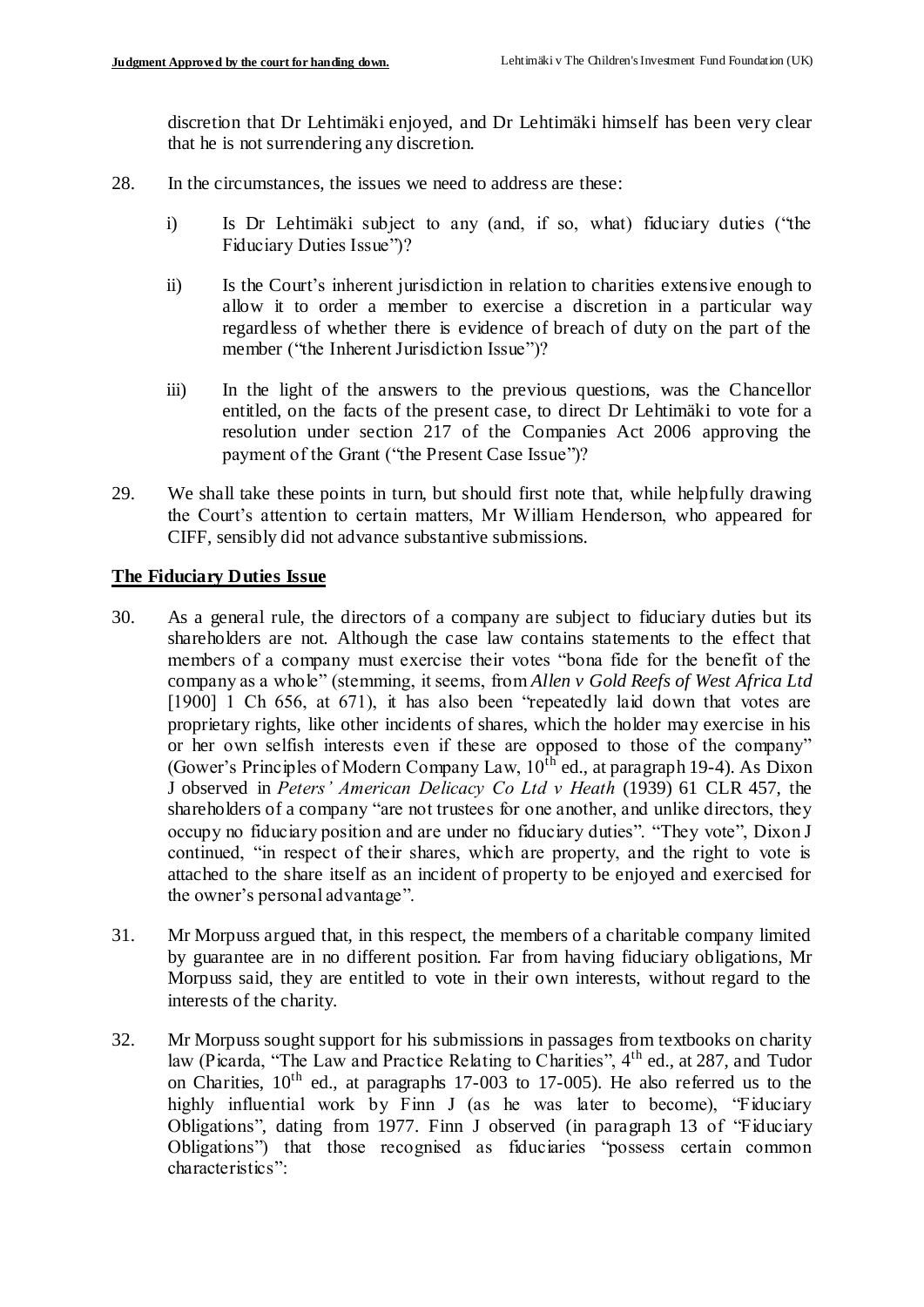discretion that Dr Lehtimäki enjoyed, and Dr Lehtimäki himself has been very clear that he is not surrendering any discretion.

28. In the circumstances, the issues we need to address are these:

    i) Is Dr Lehtimäki subject to any (and, if so, what) fiduciary duties ("the Fiduciary Duties Issue")?

    ii) Is the Court's inherent jurisdiction in relation to charities extensive enough to allow it to order a member to exercise a discretion in a particular way regardless of whether there is evidence of breach of duty on the part of the member ("the Inherent Jurisdiction Issue")?

    iii) In the light of the answers to the previous questions, was the Chancellor entitled, on the facts of the present case, to direct Dr Lehtimäki to vote for a resolution under section 217 of the Companies Act 2006 approving the payment of the Grant ("the Present Case Issue")?

29. We shall take these points in turn, but should first note that, while helpfully drawing the Court's attention to certain matters, Mr William Henderson, who appeared for CIFF, sensibly did not advance substantive submissions.

## The Fiduciary Duties Issue

30. As a general rule, the directors of a company are subject to fiduciary duties but its shareholders are not. Although the case law contains statements to the effect that members of a company must exercise their votes "bona fide for the benefit of the company as a whole" (stemming, it seems, from *Allen v Gold Reefs of West Africa Ltd* [1900] 1 Ch 656, at 671), it has also been "repeatedly laid down that votes are proprietary rights, like other incidents of shares, which the holder may exercise in his or her own selfish interests even if these are opposed to those of the company" (Gower's Principles of Modern Company Law, 10th ed., at paragraph 19-4). As Dixon J observed in *Peters' American Delicacy Co Ltd v Heath* (1939) 61 CLR 457, the shareholders of a company "are not trustees for one another, and unlike directors, they occupy no fiduciary position and are under no fiduciary duties". "They vote", Dixon J continued, "in respect of their shares, which are property, and the right to vote is attached to the share itself as an incident of property to be enjoyed and exercised for the owner's personal advantage".

31. Mr Morpuss argued that, in this respect, the members of a charitable company limited by guarantee are in no different position. Far from having fiduciary obligations, Mr Morpuss said, they are entitled to vote in their own interests, without regard to the interests of the charity.

32. Mr Morpuss sought support for his submissions in passages from textbooks on charity law (Picarda, "The Law and Practice Relating to Charities", 4th ed., at 287, and Tudor on Charities, 10th ed., at paragraphs 17-003 to 17-005). He also referred us to the highly influential work by Finn J (as he was later to become), "Fiduciary Obligations", dating from 1977. Finn J observed (in paragraph 13 of "Fiduciary Obligations") that those recognised as fiduciaries "possess certain common characteristics":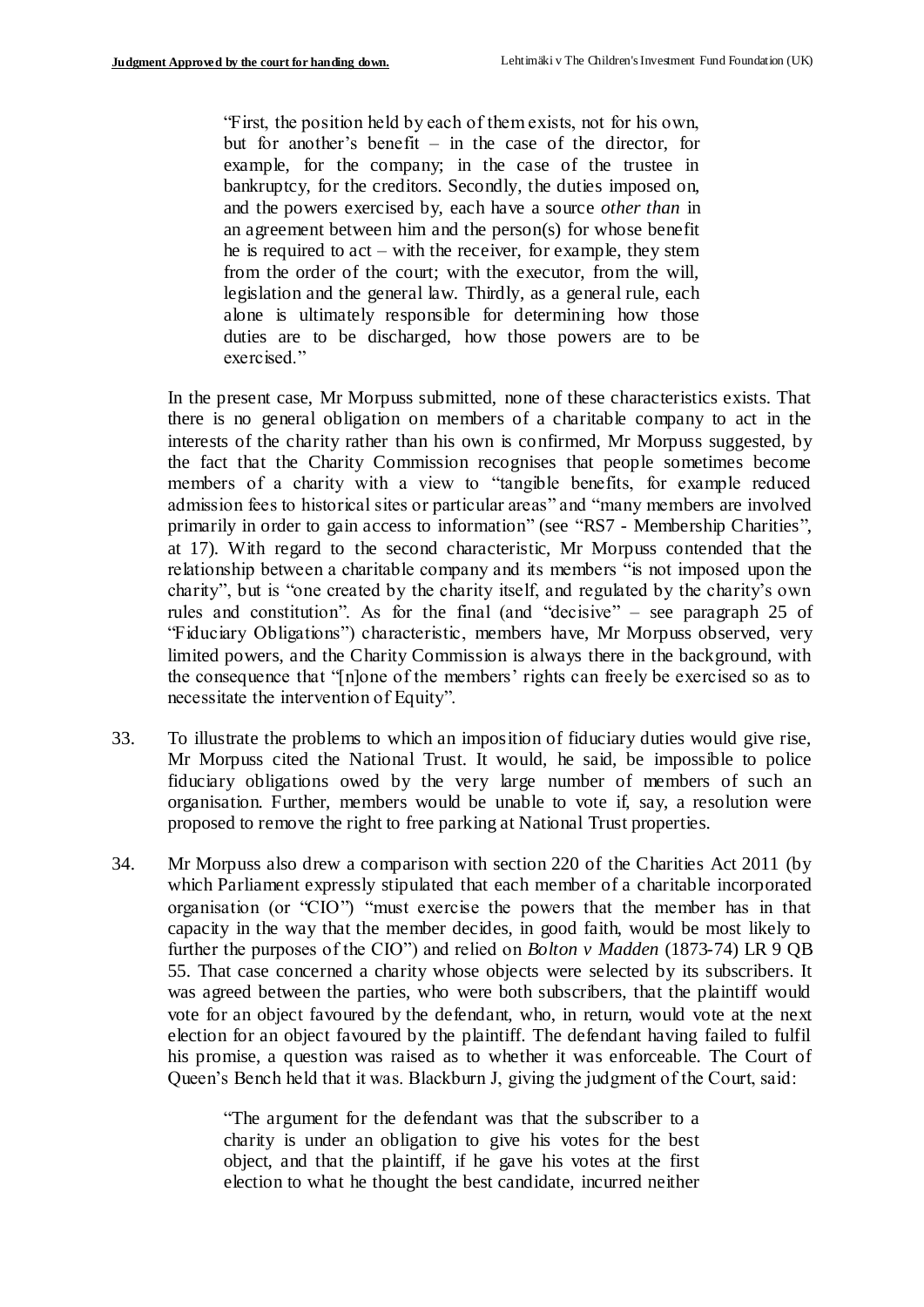> "First, the position held by each of them exists, not for his own, but for another's benefit – in the case of the director, for example, for the company; in the case of the trustee in bankruptcy, for the creditors. Secondly, the duties imposed on, and the powers exercised by, each have a source *other than* in an agreement between him and the person(s) for whose benefit he is required to act – with the receiver, for example, they stem from the order of the court; with the executor, from the will, legislation and the general law. Thirdly, as a general rule, each alone is ultimately responsible for determining how those duties are to be discharged, how those powers are to be exercised."

In the present case, Mr Morpuss submitted, none of these characteristics exists. That there is no general obligation on members of a charitable company to act in the interests of the charity rather than his own is confirmed, Mr Morpuss suggested, by the fact that the Charity Commission recognises that people sometimes become members of a charity with a view to "tangible benefits, for example reduced admission fees to historical sites or particular areas" and "many members are involved primarily in order to gain access to information" (see "RS7 - Membership Charities", at 17). With regard to the second characteristic, Mr Morpuss contended that the relationship between a charitable company and its members "is not imposed upon the charity", but is "one created by the charity itself, and regulated by the charity's own rules and constitution". As for the final (and "decisive" – see paragraph 25 of "Fiduciary Obligations") characteristic, members have, Mr Morpuss observed, very limited powers, and the Charity Commission is always there in the background, with the consequence that "[n]one of the members' rights can freely be exercised so as to necessitate the intervention of Equity".

33. To illustrate the problems to which an imposition of fiduciary duties would give rise, Mr Morpuss cited the National Trust. It would, he said, be impossible to police fiduciary obligations owed by the very large number of members of such an organisation. Further, members would be unable to vote if, say, a resolution were proposed to remove the right to free parking at National Trust properties.

34. Mr Morpuss also drew a comparison with section 220 of the Charities Act 2011 (by which Parliament expressly stipulated that each member of a charitable incorporated organisation (or "CIO") "must exercise the powers that the member has in that capacity in the way that the member decides, in good faith, would be most likely to further the purposes of the CIO") and relied on *Bolton v Madden* (1873-74) LR 9 QB 55. That case concerned a charity whose objects were selected by its subscribers. It was agreed between the parties, who were both subscribers, that the plaintiff would vote for an object favoured by the defendant, who, in return, would vote at the next election for an object favoured by the plaintiff. The defendant having failed to fulfil his promise, a question was raised as to whether it was enforceable. The Court of Queen's Bench held that it was. Blackburn J, giving the judgment of the Court, said:

> "The argument for the defendant was that the subscriber to a charity is under an obligation to give his votes for the best object, and that the plaintiff, if he gave his votes at the first election to what he thought the best candidate, incurred neither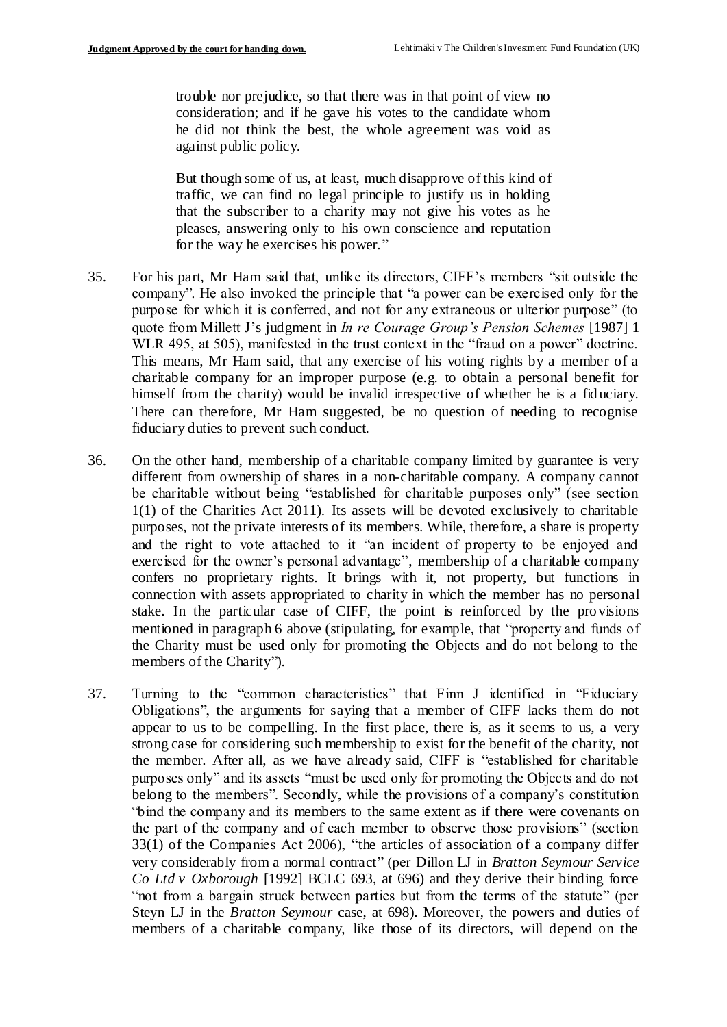> trouble nor prejudice, so that there was in that point of view no consideration; and if he gave his votes to the candidate whom he did not think the best, the whole agreement was void as against public policy.
>
> But though some of us, at least, much disapprove of this kind of traffic, we can find no legal principle to justify us in holding that the subscriber to a charity may not give his votes as he pleases, answering only to his own conscience and reputation for the way he exercises his power."

35. For his part, Mr Ham said that, unlike its directors, CIFF's members "sit outside the company". He also invoked the principle that "a power can be exercised only for the purpose for which it is conferred, and not for any extraneous or ulterior purpose" (to quote from Millett J's judgment in *In re Courage Group's Pension Schemes* [1987] 1 WLR 495, at 505), manifested in the trust context in the "fraud on a power" doctrine. This means, Mr Ham said, that any exercise of his voting rights by a member of a charitable company for an improper purpose (e.g. to obtain a personal benefit for himself from the charity) would be invalid irrespective of whether he is a fiduciary. There can therefore, Mr Ham suggested, be no question of needing to recognise fiduciary duties to prevent such conduct.

36. On the other hand, membership of a charitable company limited by guarantee is very different from ownership of shares in a non-charitable company. A company cannot be charitable without being "established for charitable purposes only" (see section 1(1) of the Charities Act 2011). Its assets will be devoted exclusively to charitable purposes, not the private interests of its members. While, therefore, a share is property and the right to vote attached to it "an incident of property to be enjoyed and exercised for the owner's personal advantage", membership of a charitable company confers no proprietary rights. It brings with it, not property, but functions in connection with assets appropriated to charity in which the member has no personal stake. In the particular case of CIFF, the point is reinforced by the provisions mentioned in paragraph 6 above (stipulating, for example, that "property and funds of the Charity must be used only for promoting the Objects and do not belong to the members of the Charity").

37. Turning to the "common characteristics" that Finn J identified in "Fiduciary Obligations", the arguments for saying that a member of CIFF lacks them do not appear to us to be compelling. In the first place, there is, as it seems to us, a very strong case for considering such membership to exist for the benefit of the charity, not the member. After all, as we have already said, CIFF is "established for charitable purposes only" and its assets "must be used only for promoting the Objects and do not belong to the members". Secondly, while the provisions of a company's constitution "bind the company and its members to the same extent as if there were covenants on the part of the company and of each member to observe those provisions" (section 33(1) of the Companies Act 2006), "the articles of association of a company differ very considerably from a normal contract" (per Dillon LJ in *Bratton Seymour Service Co Ltd v Oxborough* [1992] BCLC 693, at 696) and they derive their binding force "not from a bargain struck between parties but from the terms of the statute" (per Steyn LJ in the *Bratton Seymour* case, at 698). Moreover, the powers and duties of members of a charitable company, like those of its directors, will depend on the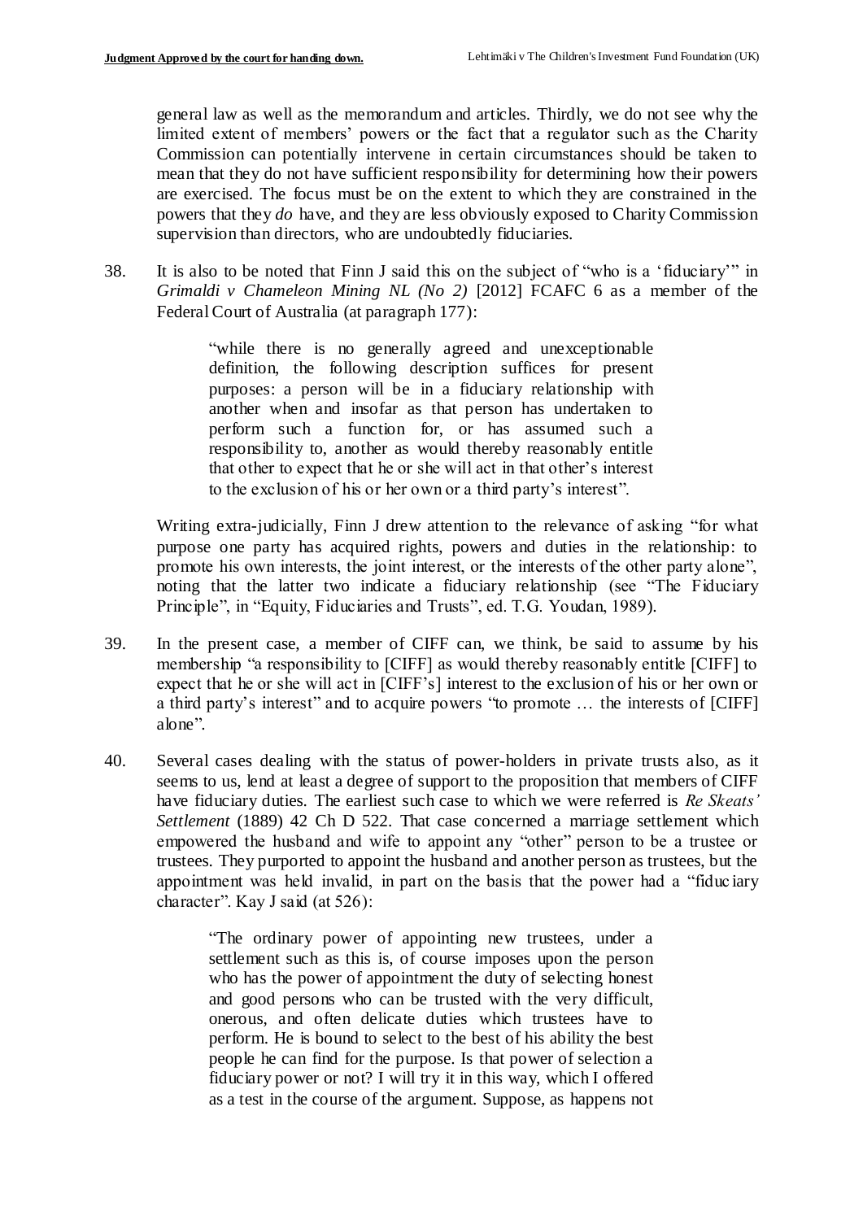general law as well as the memorandum and articles. Thirdly, we do not see why the limited extent of members' powers or the fact that a regulator such as the Charity Commission can potentially intervene in certain circumstances should be taken to mean that they do not have sufficient responsibility for determining how their powers are exercised. The focus must be on the extent to which they are constrained in the powers that they *do* have, and they are less obviously exposed to Charity Commission supervision than directors, who are undoubtedly fiduciaries.

38. It is also to be noted that Finn J said this on the subject of "who is a 'fiduciary'" in *Grimaldi v Chameleon Mining NL (No 2)* [2012] FCAFC 6 as a member of the Federal Court of Australia (at paragraph 177):

> "while there is no generally agreed and unexceptionable definition, the following description suffices for present purposes: a person will be in a fiduciary relationship with another when and insofar as that person has undertaken to perform such a function for, or has assumed such a responsibility to, another as would thereby reasonably entitle that other to expect that he or she will act in that other's interest to the exclusion of his or her own or a third party's interest".

Writing extra-judicially, Finn J drew attention to the relevance of asking "for what purpose one party has acquired rights, powers and duties in the relationship: to promote his own interests, the joint interest, or the interests of the other party alone", noting that the latter two indicate a fiduciary relationship (see "The Fiduciary Principle", in "Equity, Fiduciaries and Trusts", ed. T.G. Youdan, 1989).

39. In the present case, a member of CIFF can, we think, be said to assume by his membership "a responsibility to [CIFF] as would thereby reasonably entitle [CIFF] to expect that he or she will act in [CIFF's] interest to the exclusion of his or her own or a third party's interest" and to acquire powers "to promote … the interests of [CIFF] alone".

40. Several cases dealing with the status of power-holders in private trusts also, as it seems to us, lend at least a degree of support to the proposition that members of CIFF have fiduciary duties. The earliest such case to which we were referred is *Re Skeats' Settlement* (1889) 42 Ch D 522. That case concerned a marriage settlement which empowered the husband and wife to appoint any "other" person to be a trustee or trustees. They purported to appoint the husband and another person as trustees, but the appointment was held invalid, in part on the basis that the power had a "fiduciary character". Kay J said (at 526):

> "The ordinary power of appointing new trustees, under a settlement such as this is, of course imposes upon the person who has the power of appointment the duty of selecting honest and good persons who can be trusted with the very difficult, onerous, and often delicate duties which trustees have to perform. He is bound to select to the best of his ability the best people he can find for the purpose. Is that power of selection a fiduciary power or not? I will try it in this way, which I offered as a test in the course of the argument. Suppose, as happens not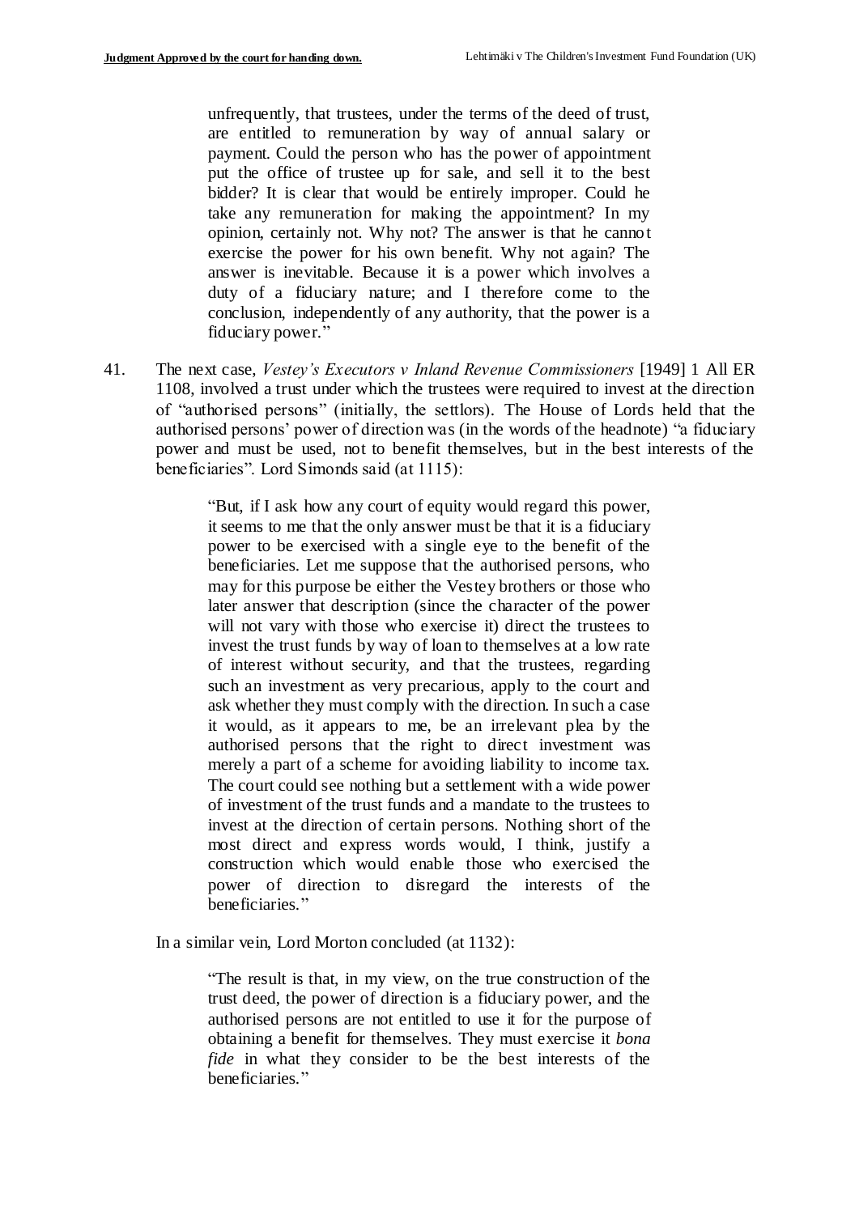> unfrequently, that trustees, under the terms of the deed of trust, are entitled to remuneration by way of annual salary or payment. Could the person who has the power of appointment put the office of trustee up for sale, and sell it to the best bidder? It is clear that would be entirely improper. Could he take any remuneration for making the appointment? In my opinion, certainly not. Why not? The answer is that he cannot exercise the power for his own benefit. Why not again? The answer is inevitable. Because it is a power which involves a duty of a fiduciary nature; and I therefore come to the conclusion, independently of any authority, that the power is a fiduciary power."

41. The next case, *Vestey's Executors v Inland Revenue Commissioners* [1949] 1 All ER 1108, involved a trust under which the trustees were required to invest at the direction of "authorised persons" (initially, the settlors). The House of Lords held that the authorised persons' power of direction was (in the words of the headnote) "a fiduciary power and must be used, not to benefit themselves, but in the best interests of the beneficiaries". Lord Simonds said (at 1115):

> "But, if I ask how any court of equity would regard this power, it seems to me that the only answer must be that it is a fiduciary power to be exercised with a single eye to the benefit of the beneficiaries. Let me suppose that the authorised persons, who may for this purpose be either the Vestey brothers or those who later answer that description (since the character of the power will not vary with those who exercise it) direct the trustees to invest the trust funds by way of loan to themselves at a low rate of interest without security, and that the trustees, regarding such an investment as very precarious, apply to the court and ask whether they must comply with the direction. In such a case it would, as it appears to me, be an irrelevant plea by the authorised persons that the right to direct investment was merely a part of a scheme for avoiding liability to income tax. The court could see nothing but a settlement with a wide power of investment of the trust funds and a mandate to the trustees to invest at the direction of certain persons. Nothing short of the most direct and express words would, I think, justify a construction which would enable those who exercised the power of direction to disregard the interests of the beneficiaries."

In a similar vein, Lord Morton concluded (at 1132):

> "The result is that, in my view, on the true construction of the trust deed, the power of direction is a fiduciary power, and the authorised persons are not entitled to use it for the purpose of obtaining a benefit for themselves. They must exercise it *bona fide* in what they consider to be the best interests of the beneficiaries."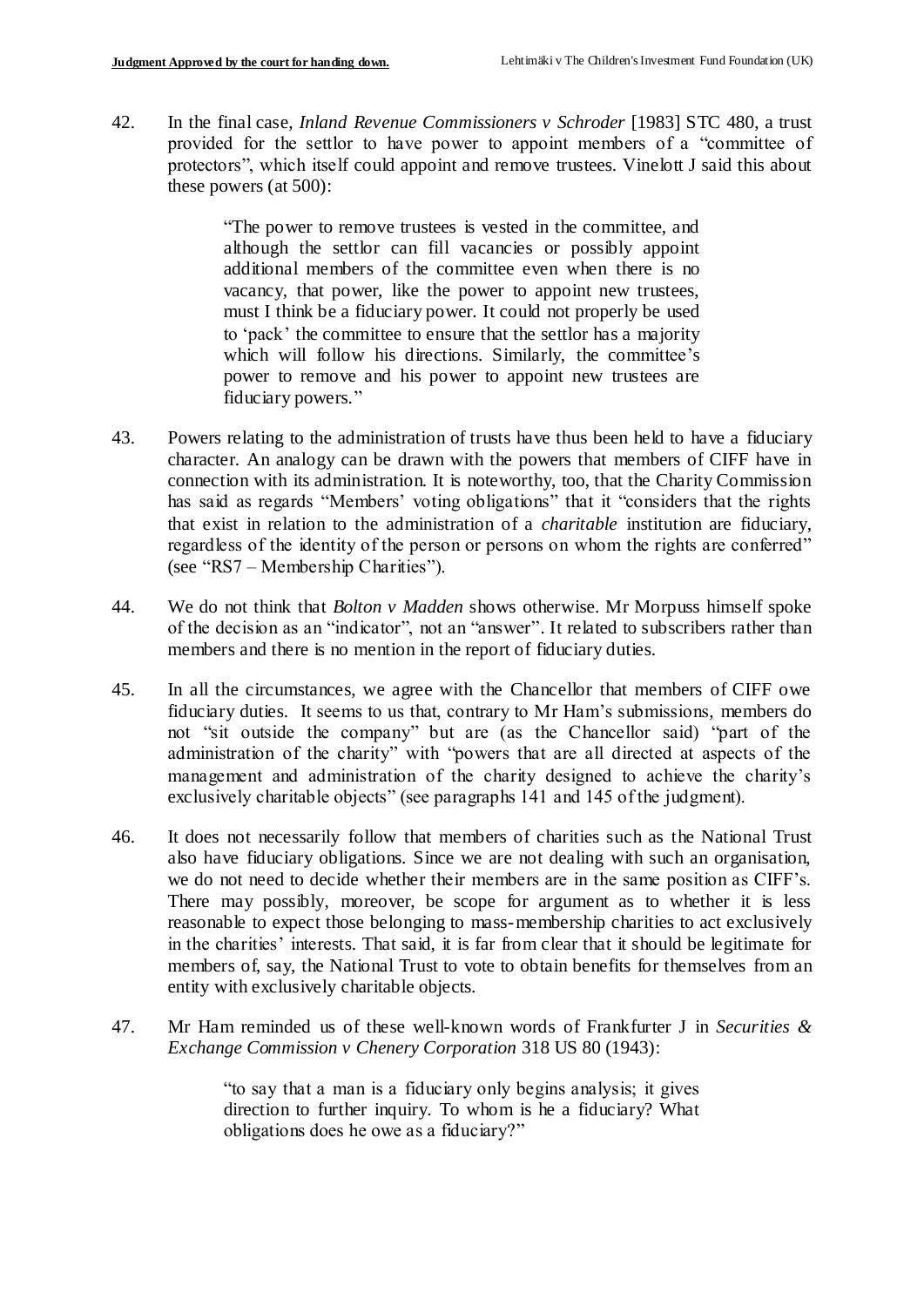42. In the final case, *Inland Revenue Commissioners v Schroder* [1983] STC 480, a trust provided for the settlor to have power to appoint members of a "committee of protectors", which itself could appoint and remove trustees. Vinelott J said this about these powers (at 500):

> "The power to remove trustees is vested in the committee, and although the settlor can fill vacancies or possibly appoint additional members of the committee even when there is no vacancy, that power, like the power to appoint new trustees, must I think be a fiduciary power. It could not properly be used to 'pack' the committee to ensure that the settlor has a majority which will follow his directions. Similarly, the committee's power to remove and his power to appoint new trustees are fiduciary powers."

43. Powers relating to the administration of trusts have thus been held to have a fiduciary character. An analogy can be drawn with the powers that members of CIFF have in connection with its administration. It is noteworthy, too, that the Charity Commission has said as regards "Members' voting obligations" that it "considers that the rights that exist in relation to the administration of a *charitable* institution are fiduciary, regardless of the identity of the person or persons on whom the rights are conferred" (see "RS7 – Membership Charities").

44. We do not think that *Bolton v Madden* shows otherwise. Mr Morpuss himself spoke of the decision as an "indicator", not an "answer". It related to subscribers rather than members and there is no mention in the report of fiduciary duties.

45. In all the circumstances, we agree with the Chancellor that members of CIFF owe fiduciary duties. It seems to us that, contrary to Mr Ham's submissions, members do not "sit outside the company" but are (as the Chancellor said) "part of the administration of the charity" with "powers that are all directed at aspects of the management and administration of the charity designed to achieve the charity's exclusively charitable objects" (see paragraphs 141 and 145 of the judgment).

46. It does not necessarily follow that members of charities such as the National Trust also have fiduciary obligations. Since we are not dealing with such an organisation, we do not need to decide whether their members are in the same position as CIFF's. There may possibly, moreover, be scope for argument as to whether it is less reasonable to expect those belonging to mass-membership charities to act exclusively in the charities' interests. That said, it is far from clear that it should be legitimate for members of, say, the National Trust to vote to obtain benefits for themselves from an entity with exclusively charitable objects.

47. Mr Ham reminded us of these well-known words of Frankfurter J in *Securities & Exchange Commission v Chenery Corporation* 318 US 80 (1943):

> "to say that a man is a fiduciary only begins analysis; it gives direction to further inquiry. To whom is he a fiduciary? What obligations does he owe as a fiduciary?"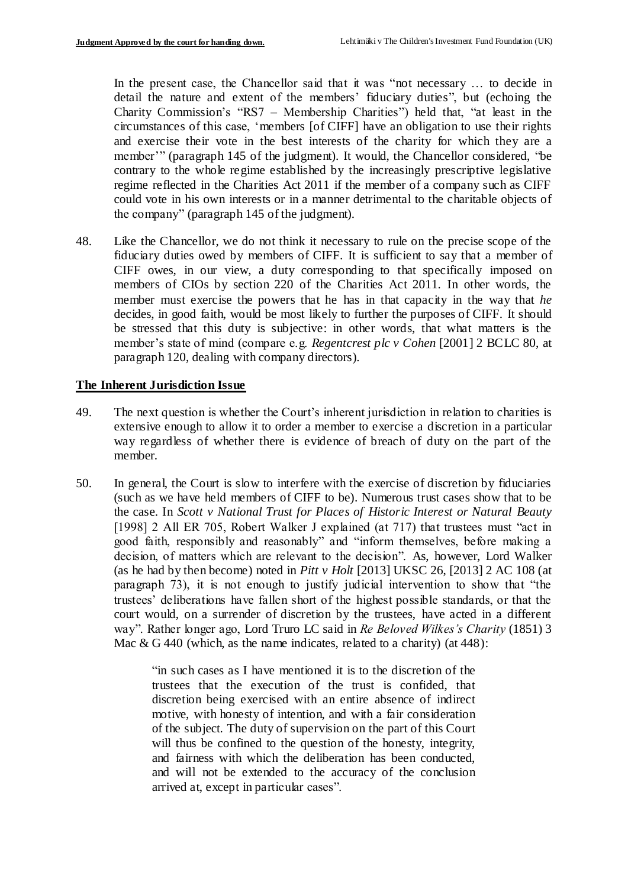In the present case, the Chancellor said that it was "not necessary … to decide in detail the nature and extent of the members' fiduciary duties", but (echoing the Charity Commission's "RS7 – Membership Charities") held that, "at least in the circumstances of this case, 'members [of CIFF] have an obligation to use their rights and exercise their vote in the best interests of the charity for which they are a member'" (paragraph 145 of the judgment). It would, the Chancellor considered, "be contrary to the whole regime established by the increasingly prescriptive legislative regime reflected in the Charities Act 2011 if the member of a company such as CIFF could vote in his own interests or in a manner detrimental to the charitable objects of the company" (paragraph 145 of the judgment).

48. Like the Chancellor, we do not think it necessary to rule on the precise scope of the fiduciary duties owed by members of CIFF. It is sufficient to say that a member of CIFF owes, in our view, a duty corresponding to that specifically imposed on members of CIOs by section 220 of the Charities Act 2011. In other words, the member must exercise the powers that he has in that capacity in the way that *he* decides, in good faith, would be most likely to further the purposes of CIFF. It should be stressed that this duty is subjective: in other words, that what matters is the member's state of mind (compare e.g. *Regentcrest plc v Cohen* [2001] 2 BCLC 80, at paragraph 120, dealing with company directors).

## The Inherent Jurisdiction Issue

49. The next question is whether the Court's inherent jurisdiction in relation to charities is extensive enough to allow it to order a member to exercise a discretion in a particular way regardless of whether there is evidence of breach of duty on the part of the member.

50. In general, the Court is slow to interfere with the exercise of discretion by fiduciaries (such as we have held members of CIFF to be). Numerous trust cases show that to be the case. In *Scott v National Trust for Places of Historic Interest or Natural Beauty* [1998] 2 All ER 705, Robert Walker J explained (at 717) that trustees must "act in good faith, responsibly and reasonably" and "inform themselves, before making a decision, of matters which are relevant to the decision". As, however, Lord Walker (as he had by then become) noted in *Pitt v Holt* [2013] UKSC 26, [2013] 2 AC 108 (at paragraph 73), it is not enough to justify judicial intervention to show that "the trustees' deliberations have fallen short of the highest possible standards, or that the court would, on a surrender of discretion by the trustees, have acted in a different way". Rather longer ago, Lord Truro LC said in *Re Beloved Wilkes's Charity* (1851) 3 Mac & G 440 (which, as the name indicates, related to a charity) (at 448):

> "in such cases as I have mentioned it is to the discretion of the trustees that the execution of the trust is confided, that discretion being exercised with an entire absence of indirect motive, with honesty of intention, and with a fair consideration of the subject. The duty of supervision on the part of this Court will thus be confined to the question of the honesty, integrity, and fairness with which the deliberation has been conducted, and will not be extended to the accuracy of the conclusion arrived at, except in particular cases".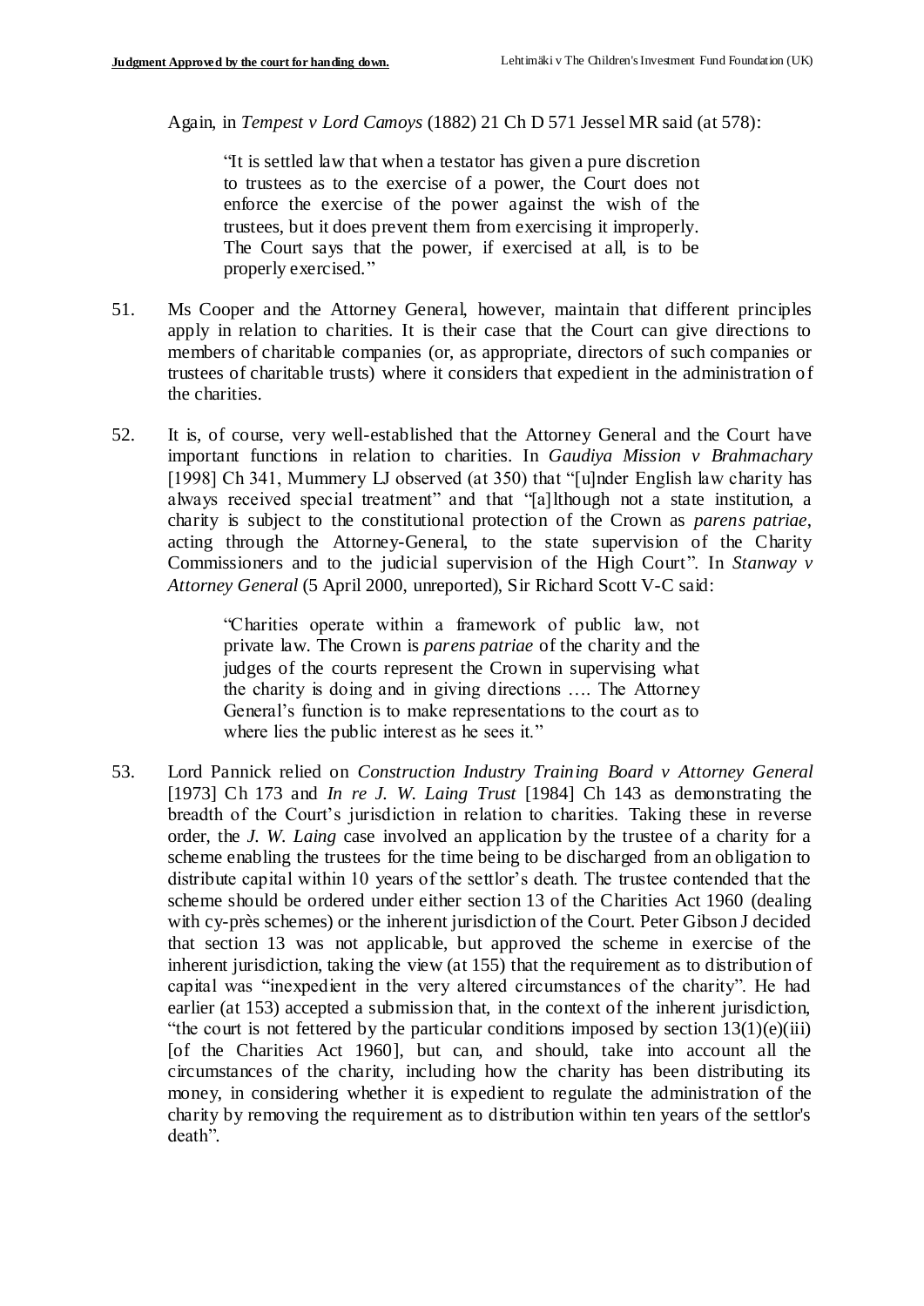Again, in *Tempest v Lord Camoys* (1882) 21 Ch D 571 Jessel MR said (at 578):

> "It is settled law that when a testator has given a pure discretion to trustees as to the exercise of a power, the Court does not enforce the exercise of the power against the wish of the trustees, but it does prevent them from exercising it improperly. The Court says that the power, if exercised at all, is to be properly exercised."

51. Ms Cooper and the Attorney General, however, maintain that different principles apply in relation to charities. It is their case that the Court can give directions to members of charitable companies (or, as appropriate, directors of such companies or trustees of charitable trusts) where it considers that expedient in the administration of the charities.

52. It is, of course, very well-established that the Attorney General and the Court have important functions in relation to charities. In *Gaudiya Mission v Brahmachary* [1998] Ch 341, Mummery LJ observed (at 350) that "[u]nder English law charity has always received special treatment" and that "[a]lthough not a state institution, a charity is subject to the constitutional protection of the Crown as *parens patriae*, acting through the Attorney-General, to the state supervision of the Charity Commissioners and to the judicial supervision of the High Court". In *Stanway v Attorney General* (5 April 2000, unreported), Sir Richard Scott V-C said:

> "Charities operate within a framework of public law, not private law. The Crown is *parens patriae* of the charity and the judges of the courts represent the Crown in supervising what the charity is doing and in giving directions …. The Attorney General's function is to make representations to the court as to where lies the public interest as he sees it."

53. Lord Pannick relied on *Construction Industry Training Board v Attorney General* [1973] Ch 173 and *In re J. W. Laing Trust* [1984] Ch 143 as demonstrating the breadth of the Court's jurisdiction in relation to charities. Taking these in reverse order, the *J. W. Laing* case involved an application by the trustee of a charity for a scheme enabling the trustees for the time being to be discharged from an obligation to distribute capital within 10 years of the settlor's death. The trustee contended that the scheme should be ordered under either section 13 of the Charities Act 1960 (dealing with cy-près schemes) or the inherent jurisdiction of the Court. Peter Gibson J decided that section 13 was not applicable, but approved the scheme in exercise of the inherent jurisdiction, taking the view (at 155) that the requirement as to distribution of capital was "inexpedient in the very altered circumstances of the charity". He had earlier (at 153) accepted a submission that, in the context of the inherent jurisdiction, "the court is not fettered by the particular conditions imposed by section 13(1)(e)(iii) [of the Charities Act 1960], but can, and should, take into account all the circumstances of the charity, including how the charity has been distributing its money, in considering whether it is expedient to regulate the administration of the charity by removing the requirement as to distribution within ten years of the settlor's death".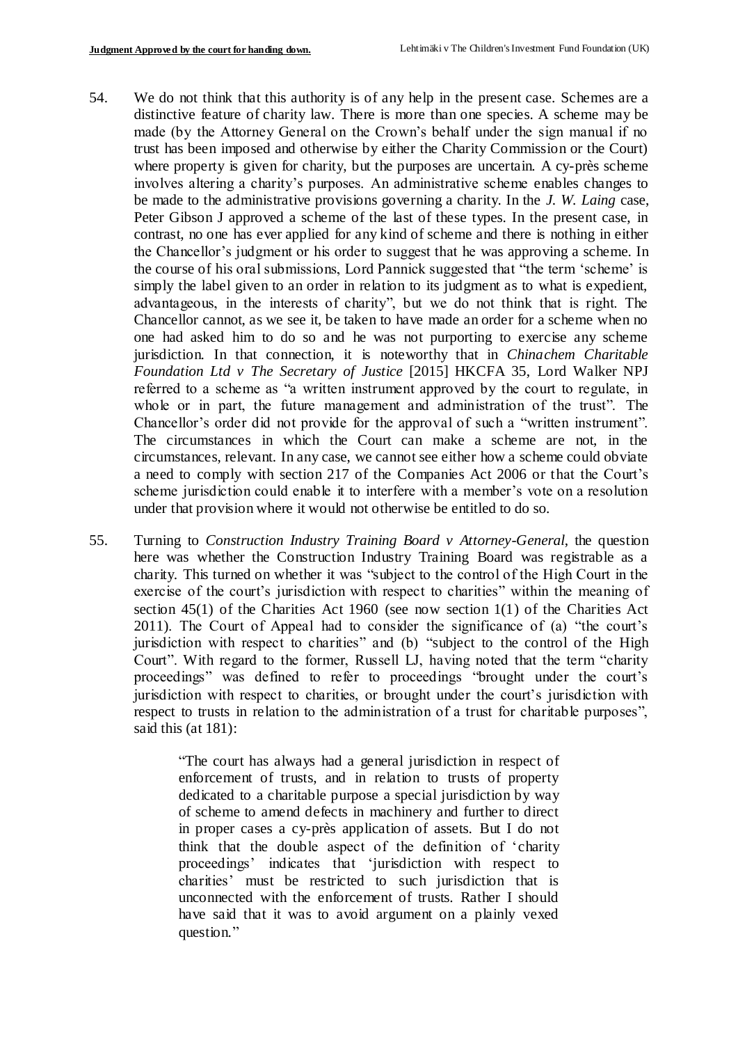54. We do not think that this authority is of any help in the present case. Schemes are a distinctive feature of charity law. There is more than one species. A scheme may be made (by the Attorney General on the Crown's behalf under the sign manual if no trust has been imposed and otherwise by either the Charity Commission or the Court) where property is given for charity, but the purposes are uncertain. A cy-près scheme involves altering a charity's purposes. An administrative scheme enables changes to be made to the administrative provisions governing a charity. In the *J. W. Laing* case, Peter Gibson J approved a scheme of the last of these types. In the present case, in contrast, no one has ever applied for any kind of scheme and there is nothing in either the Chancellor's judgment or his order to suggest that he was approving a scheme. In the course of his oral submissions, Lord Pannick suggested that "the term 'scheme' is simply the label given to an order in relation to its judgment as to what is expedient, advantageous, in the interests of charity", but we do not think that is right. The Chancellor cannot, as we see it, be taken to have made an order for a scheme when no one had asked him to do so and he was not purporting to exercise any scheme jurisdiction. In that connection, it is noteworthy that in *Chinachem Charitable Foundation Ltd v The Secretary of Justice* [2015] HKCFA 35, Lord Walker NPJ referred to a scheme as "a written instrument approved by the court to regulate, in whole or in part, the future management and administration of the trust". The Chancellor's order did not provide for the approval of such a "written instrument". The circumstances in which the Court can make a scheme are not, in the circumstances, relevant. In any case, we cannot see either how a scheme could obviate a need to comply with section 217 of the Companies Act 2006 or that the Court's scheme jurisdiction could enable it to interfere with a member's vote on a resolution under that provision where it would not otherwise be entitled to do so.

55. Turning to *Construction Industry Training Board v Attorney-General*, the question here was whether the Construction Industry Training Board was registrable as a charity. This turned on whether it was "subject to the control of the High Court in the exercise of the court's jurisdiction with respect to charities" within the meaning of section 45(1) of the Charities Act 1960 (see now section 1(1) of the Charities Act 2011). The Court of Appeal had to consider the significance of (a) "the court's jurisdiction with respect to charities" and (b) "subject to the control of the High Court". With regard to the former, Russell LJ, having noted that the term "charity proceedings" was defined to refer to proceedings "brought under the court's jurisdiction with respect to charities, or brought under the court's jurisdiction with respect to trusts in relation to the administration of a trust for charitable purposes", said this (at 181):

> "The court has always had a general jurisdiction in respect of enforcement of trusts, and in relation to trusts of property dedicated to a charitable purpose a special jurisdiction by way of scheme to amend defects in machinery and further to direct in proper cases a cy-près application of assets. But I do not think that the double aspect of the definition of 'charity proceedings' indicates that 'jurisdiction with respect to charities' must be restricted to such jurisdiction that is unconnected with the enforcement of trusts. Rather I should have said that it was to avoid argument on a plainly vexed question."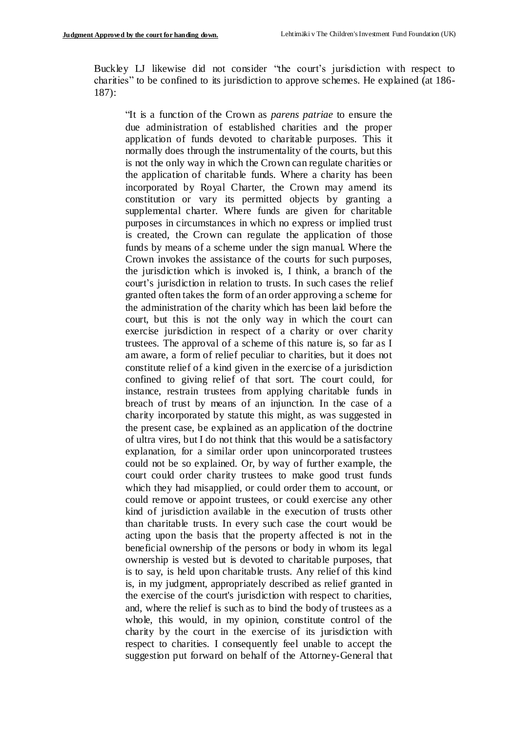Buckley LJ likewise did not consider "the court's jurisdiction with respect to charities" to be confined to its jurisdiction to approve schemes. He explained (at 186-187):

> "It is a function of the Crown as *parens patriae* to ensure the due administration of established charities and the proper application of funds devoted to charitable purposes. This it normally does through the instrumentality of the courts, but this is not the only way in which the Crown can regulate charities or the application of charitable funds. Where a charity has been incorporated by Royal Charter, the Crown may amend its constitution or vary its permitted objects by granting a supplemental charter. Where funds are given for charitable purposes in circumstances in which no express or implied trust is created, the Crown can regulate the application of those funds by means of a scheme under the sign manual. Where the Crown invokes the assistance of the courts for such purposes, the jurisdiction which is invoked is, I think, a branch of the court's jurisdiction in relation to trusts. In such cases the relief granted often takes the form of an order approving a scheme for the administration of the charity which has been laid before the court, but this is not the only way in which the court can exercise jurisdiction in respect of a charity or over charity trustees. The approval of a scheme of this nature is, so far as I am aware, a form of relief peculiar to charities, but it does not constitute relief of a kind given in the exercise of a jurisdiction confined to giving relief of that sort. The court could, for instance, restrain trustees from applying charitable funds in breach of trust by means of an injunction. In the case of a charity incorporated by statute this might, as was suggested in the present case, be explained as an application of the doctrine of ultra vires, but I do not think that this would be a satisfactory explanation, for a similar order upon unincorporated trustees could not be so explained. Or, by way of further example, the court could order charity trustees to make good trust funds which they had misapplied, or could order them to account, or could remove or appoint trustees, or could exercise any other kind of jurisdiction available in the execution of trusts other than charitable trusts. In every such case the court would be acting upon the basis that the property affected is not in the beneficial ownership of the persons or body in whom its legal ownership is vested but is devoted to charitable purposes, that is to say, is held upon charitable trusts. Any relief of this kind is, in my judgment, appropriately described as relief granted in the exercise of the court's jurisdiction with respect to charities, and, where the relief is such as to bind the body of trustees as a whole, this would, in my opinion, constitute control of the charity by the court in the exercise of its jurisdiction with respect to charities. I consequently feel unable to accept the suggestion put forward on behalf of the Attorney-General that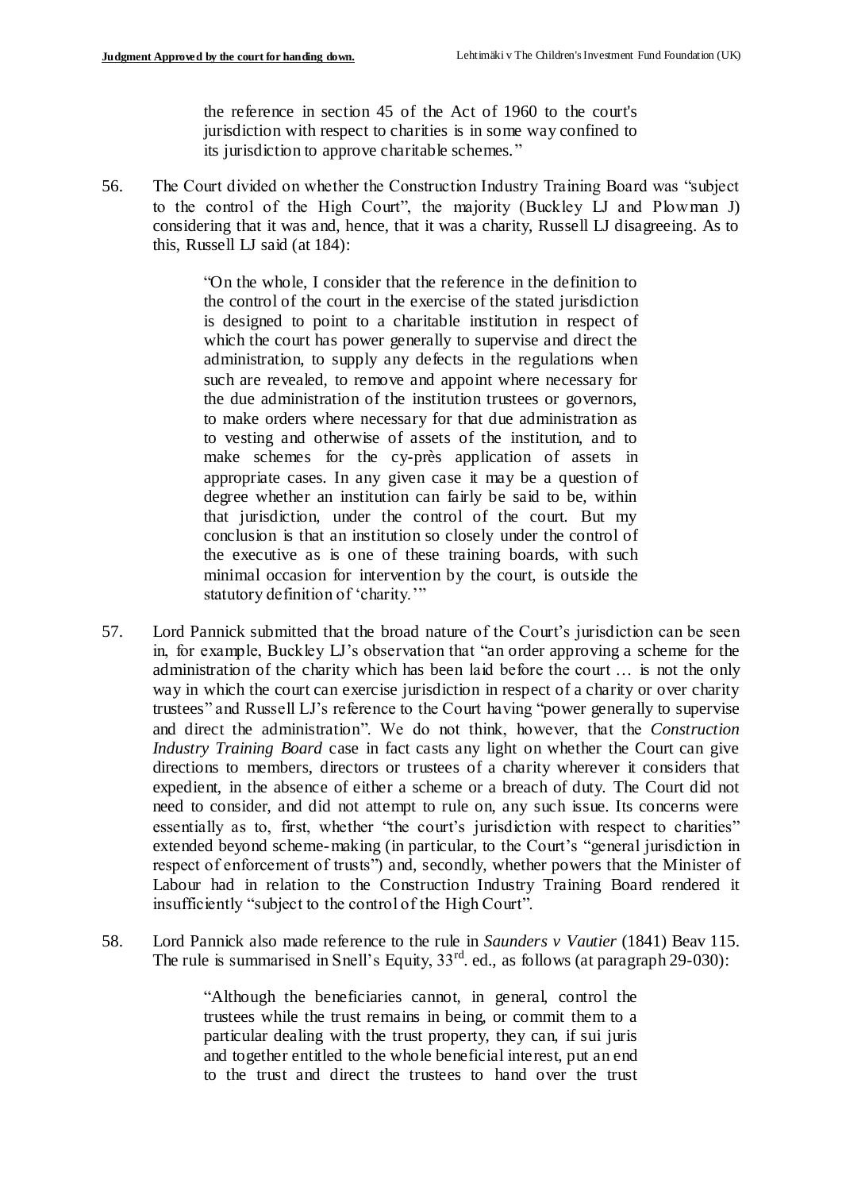the reference in section 45 of the Act of 1960 to the court's jurisdiction with respect to charities is in some way confined to its jurisdiction to approve charitable schemes."

56. The Court divided on whether the Construction Industry Training Board was "subject to the control of the High Court", the majority (Buckley LJ and Plowman J) considering that it was and, hence, that it was a charity, Russell LJ disagreeing. As to this, Russell LJ said (at 184):

> "On the whole, I consider that the reference in the definition to the control of the court in the exercise of the stated jurisdiction is designed to point to a charitable institution in respect of which the court has power generally to supervise and direct the administration, to supply any defects in the regulations when such are revealed, to remove and appoint where necessary for the due administration of the institution trustees or governors, to make orders where necessary for that due administration as to vesting and otherwise of assets of the institution, and to make schemes for the cy-près application of assets in appropriate cases. In any given case it may be a question of degree whether an institution can fairly be said to be, within that jurisdiction, under the control of the court. But my conclusion is that an institution so closely under the control of the executive as is one of these training boards, with such minimal occasion for intervention by the court, is outside the statutory definition of 'charity.'"

57. Lord Pannick submitted that the broad nature of the Court's jurisdiction can be seen in, for example, Buckley LJ's observation that "an order approving a scheme for the administration of the charity which has been laid before the court … is not the only way in which the court can exercise jurisdiction in respect of a charity or over charity trustees" and Russell LJ's reference to the Court having "power generally to supervise and direct the administration". We do not think, however, that the *Construction Industry Training Board* case in fact casts any light on whether the Court can give directions to members, directors or trustees of a charity wherever it considers that expedient, in the absence of either a scheme or a breach of duty. The Court did not need to consider, and did not attempt to rule on, any such issue. Its concerns were essentially as to, first, whether "the court's jurisdiction with respect to charities" extended beyond scheme-making (in particular, to the Court's "general jurisdiction in respect of enforcement of trusts") and, secondly, whether powers that the Minister of Labour had in relation to the Construction Industry Training Board rendered it insufficiently "subject to the control of the High Court".

58. Lord Pannick also made reference to the rule in *Saunders v Vautier* (1841) Beav 115. The rule is summarised in Snell's Equity, 33rd. ed., as follows (at paragraph 29-030):

> "Although the beneficiaries cannot, in general, control the trustees while the trust remains in being, or commit them to a particular dealing with the trust property, they can, if sui juris and together entitled to the whole beneficial interest, put an end to the trust and direct the trustees to hand over the trust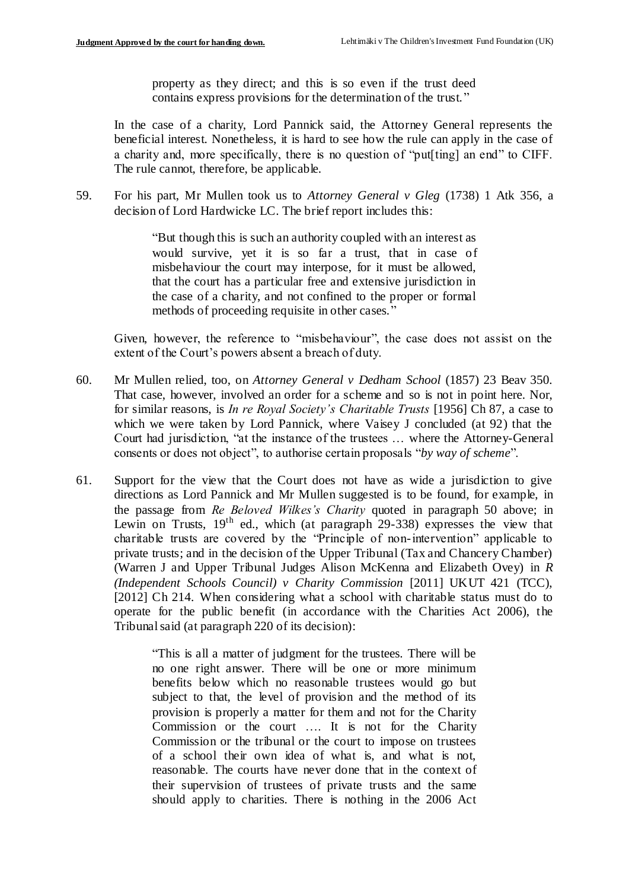> property as they direct; and this is so even if the trust deed contains express provisions for the determination of the trust."

In the case of a charity, Lord Pannick said, the Attorney General represents the beneficial interest. Nonetheless, it is hard to see how the rule can apply in the case of a charity and, more specifically, there is no question of "put[ting] an end" to CIFF. The rule cannot, therefore, be applicable.

59. For his part, Mr Mullen took us to *Attorney General v Gleg* (1738) 1 Atk 356, a decision of Lord Hardwicke LC. The brief report includes this:

> "But though this is such an authority coupled with an interest as would survive, yet it is so far a trust, that in case of misbehaviour the court may interpose, for it must be allowed, that the court has a particular free and extensive jurisdiction in the case of a charity, and not confined to the proper or formal methods of proceeding requisite in other cases."

Given, however, the reference to "misbehaviour", the case does not assist on the extent of the Court's powers absent a breach of duty.

60. Mr Mullen relied, too, on *Attorney General v Dedham School* (1857) 23 Beav 350. That case, however, involved an order for a scheme and so is not in point here. Nor, for similar reasons, is *In re Royal Society's Charitable Trusts* [1956] Ch 87, a case to which we were taken by Lord Pannick, where Vaisey J concluded (at 92) that the Court had jurisdiction, "at the instance of the trustees … where the Attorney-General consents or does not object", to authorise certain proposals "*by way of scheme*".

61. Support for the view that the Court does not have as wide a jurisdiction to give directions as Lord Pannick and Mr Mullen suggested is to be found, for example, in the passage from *Re Beloved Wilkes's Charity* quoted in paragraph 50 above; in Lewin on Trusts, 19th ed., which (at paragraph 29-338) expresses the view that charitable trusts are covered by the "Principle of non-intervention" applicable to private trusts; and in the decision of the Upper Tribunal (Tax and Chancery Chamber) (Warren J and Upper Tribunal Judges Alison McKenna and Elizabeth Ovey) in *R (Independent Schools Council) v Charity Commission* [2011] UKUT 421 (TCC), [2012] Ch 214. When considering what a school with charitable status must do to operate for the public benefit (in accordance with the Charities Act 2006), the Tribunal said (at paragraph 220 of its decision):

> "This is all a matter of judgment for the trustees. There will be no one right answer. There will be one or more minimum benefits below which no reasonable trustees would go but subject to that, the level of provision and the method of its provision is properly a matter for them and not for the Charity Commission or the court …. It is not for the Charity Commission or the tribunal or the court to impose on trustees of a school their own idea of what is, and what is not, reasonable. The courts have never done that in the context of their supervision of trustees of private trusts and the same should apply to charities. There is nothing in the 2006 Act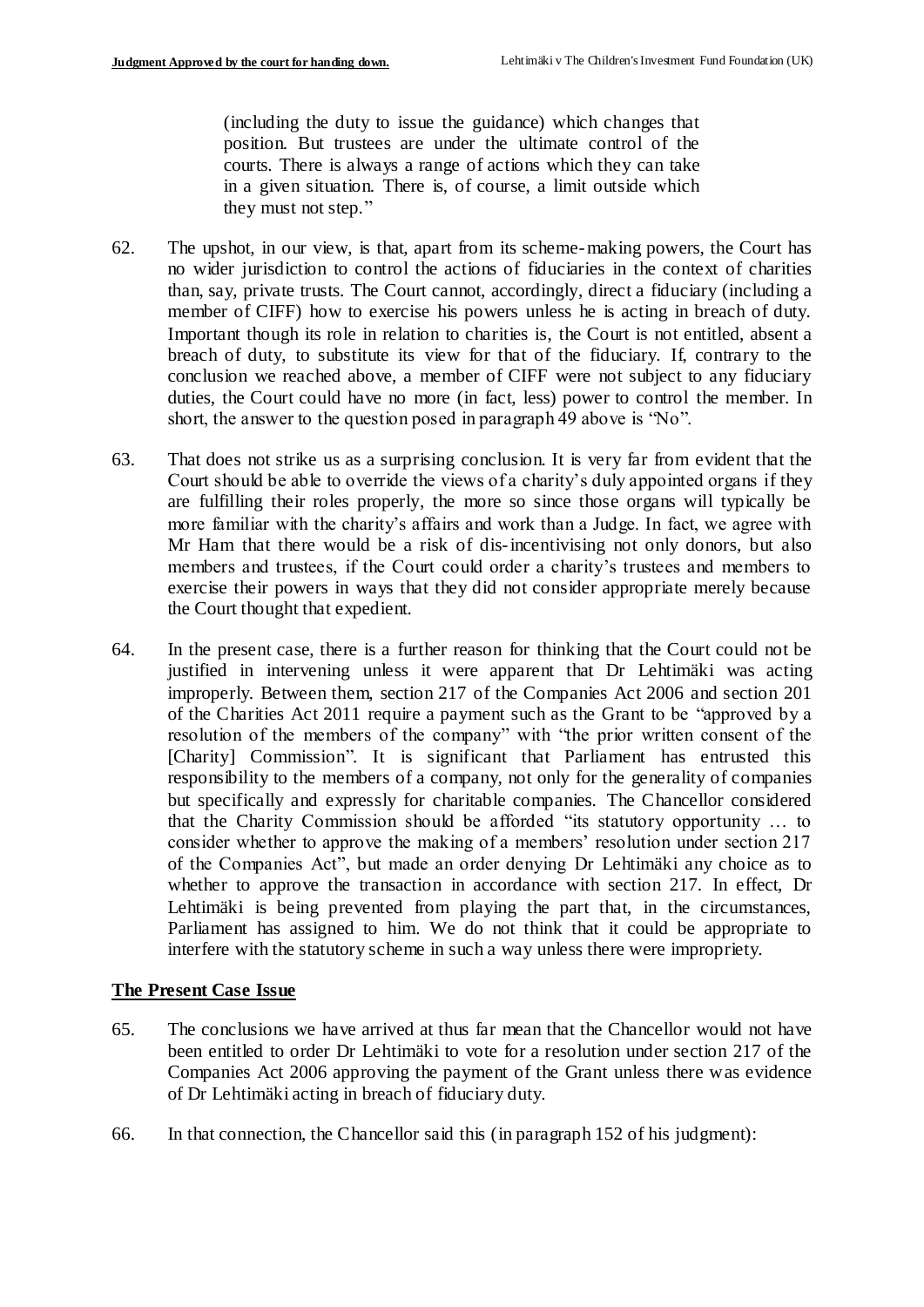> (including the duty to issue the guidance) which changes that position. But trustees are under the ultimate control of the courts. There is always a range of actions which they can take in a given situation. There is, of course, a limit outside which they must not step."

62. The upshot, in our view, is that, apart from its scheme-making powers, the Court has no wider jurisdiction to control the actions of fiduciaries in the context of charities than, say, private trusts. The Court cannot, accordingly, direct a fiduciary (including a member of CIFF) how to exercise his powers unless he is acting in breach of duty. Important though its role in relation to charities is, the Court is not entitled, absent a breach of duty, to substitute its view for that of the fiduciary. If, contrary to the conclusion we reached above, a member of CIFF were not subject to any fiduciary duties, the Court could have no more (in fact, less) power to control the member. In short, the answer to the question posed in paragraph 49 above is "No".

63. That does not strike us as a surprising conclusion. It is very far from evident that the Court should be able to override the views of a charity's duly appointed organs if they are fulfilling their roles properly, the more so since those organs will typically be more familiar with the charity's affairs and work than a Judge. In fact, we agree with Mr Ham that there would be a risk of dis-incentivising not only donors, but also members and trustees, if the Court could order a charity's trustees and members to exercise their powers in ways that they did not consider appropriate merely because the Court thought that expedient.

64. In the present case, there is a further reason for thinking that the Court could not be justified in intervening unless it were apparent that Dr Lehtimäki was acting improperly. Between them, section 217 of the Companies Act 2006 and section 201 of the Charities Act 2011 require a payment such as the Grant to be "approved by a resolution of the members of the company" with "the prior written consent of the [Charity] Commission". It is significant that Parliament has entrusted this responsibility to the members of a company, not only for the generality of companies but specifically and expressly for charitable companies. The Chancellor considered that the Charity Commission should be afforded "its statutory opportunity … to consider whether to approve the making of a members' resolution under section 217 of the Companies Act", but made an order denying Dr Lehtimäki any choice as to whether to approve the transaction in accordance with section 217. In effect, Dr Lehtimäki is being prevented from playing the part that, in the circumstances, Parliament has assigned to him. We do not think that it could be appropriate to interfere with the statutory scheme in such a way unless there were impropriety.

## The Present Case Issue

65. The conclusions we have arrived at thus far mean that the Chancellor would not have been entitled to order Dr Lehtimäki to vote for a resolution under section 217 of the Companies Act 2006 approving the payment of the Grant unless there was evidence of Dr Lehtimäki acting in breach of fiduciary duty.

66. In that connection, the Chancellor said this (in paragraph 152 of his judgment):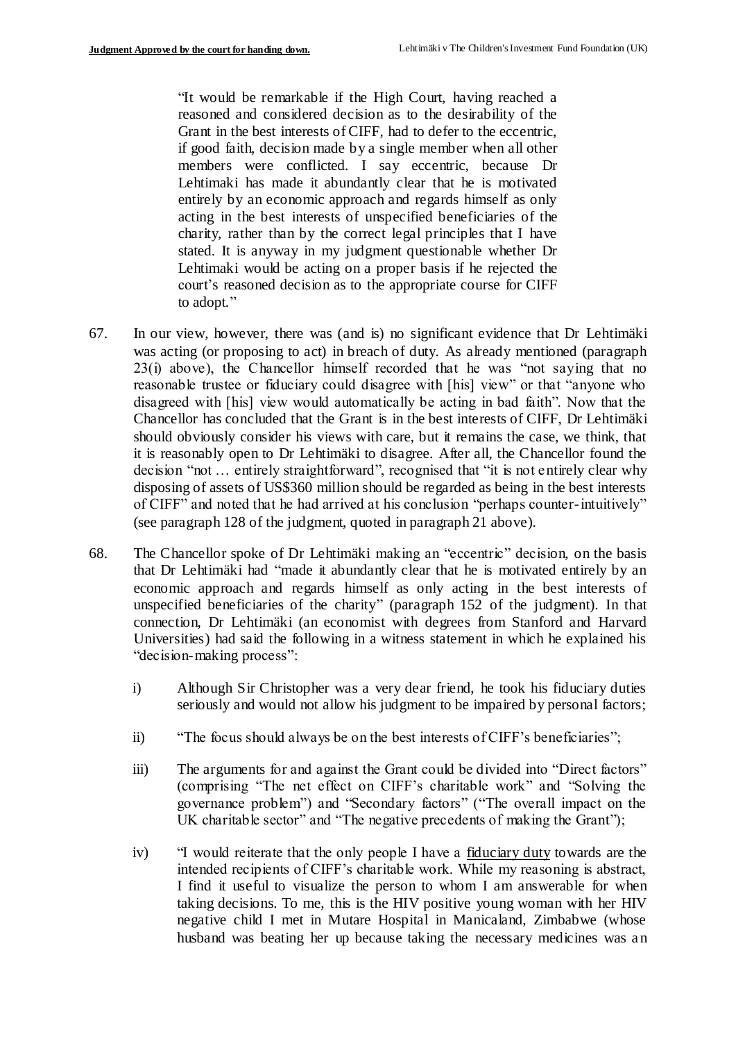> "It would be remarkable if the High Court, having reached a reasoned and considered decision as to the desirability of the Grant in the best interests of CIFF, had to defer to the eccentric, if good faith, decision made by a single member when all other members were conflicted. I say eccentric, because Dr Lehtimaki has made it abundantly clear that he is motivated entirely by an economic approach and regards himself as only acting in the best interests of unspecified beneficiaries of the charity, rather than by the correct legal principles that I have stated. It is anyway in my judgment questionable whether Dr Lehtimaki would be acting on a proper basis if he rejected the court's reasoned decision as to the appropriate course for CIFF to adopt."

67. In our view, however, there was (and is) no significant evidence that Dr Lehtimäki was acting (or proposing to act) in breach of duty. As already mentioned (paragraph 23(i) above), the Chancellor himself recorded that he was "not saying that no reasonable trustee or fiduciary could disagree with [his] view" or that "anyone who disagreed with [his] view would automatically be acting in bad faith". Now that the Chancellor has concluded that the Grant is in the best interests of CIFF, Dr Lehtimäki should obviously consider his views with care, but it remains the case, we think, that it is reasonably open to Dr Lehtimäki to disagree. After all, the Chancellor found the decision "not … entirely straightforward", recognised that "it is not entirely clear why disposing of assets of US$360 million should be regarded as being in the best interests of CIFF" and noted that he had arrived at his conclusion "perhaps counter-intuitively" (see paragraph 128 of the judgment, quoted in paragraph 21 above).

68. The Chancellor spoke of Dr Lehtimäki making an "eccentric" decision, on the basis that Dr Lehtimäki had "made it abundantly clear that he is motivated entirely by an economic approach and regards himself as only acting in the best interests of unspecified beneficiaries of the charity" (paragraph 152 of the judgment). In that connection, Dr Lehtimäki (an economist with degrees from Stanford and Harvard Universities) had said the following in a witness statement in which he explained his "decision-making process":

    i) Although Sir Christopher was a very dear friend, he took his fiduciary duties seriously and would not allow his judgment to be impaired by personal factors;

    ii) "The focus should always be on the best interests of CIFF's beneficiaries";

    iii) The arguments for and against the Grant could be divided into "Direct factors" (comprising "The net effect on CIFF's charitable work" and "Solving the governance problem") and "Secondary factors" ("The overall impact on the UK charitable sector" and "The negative precedents of making the Grant");

    iv) "I would reiterate that the only people I have a <u>fiduciary duty</u> towards are the intended recipients of CIFF's charitable work. While my reasoning is abstract, I find it useful to visualize the person to whom I am answerable for when taking decisions. To me, this is the HIV positive young woman with her HIV negative child I met in Mutare Hospital in Manicaland, Zimbabwe (whose husband was beating her up because taking the necessary medicines was an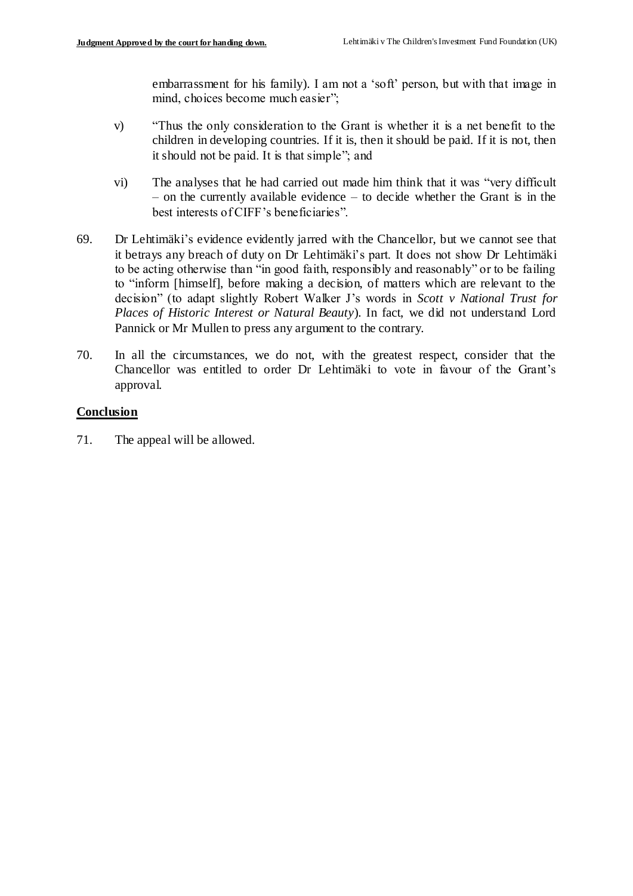embarrassment for his family). I am not a 'soft' person, but with that image in mind, choices become much easier";

v) "Thus the only consideration to the Grant is whether it is a net benefit to the children in developing countries. If it is, then it should be paid. If it is not, then it should not be paid. It is that simple"; and

vi) The analyses that he had carried out made him think that it was "very difficult – on the currently available evidence – to decide whether the Grant is in the best interests of CIFF's beneficiaries".

69. Dr Lehtimäki's evidence evidently jarred with the Chancellor, but we cannot see that it betrays any breach of duty on Dr Lehtimäki's part. It does not show Dr Lehtimäki to be acting otherwise than "in good faith, responsibly and reasonably" or to be failing to "inform [himself], before making a decision, of matters which are relevant to the decision" (to adapt slightly Robert Walker J's words in *Scott v National Trust for Places of Historic Interest or Natural Beauty*). In fact, we did not understand Lord Pannick or Mr Mullen to press any argument to the contrary.

70. In all the circumstances, we do not, with the greatest respect, consider that the Chancellor was entitled to order Dr Lehtimäki to vote in favour of the Grant's approval.

## Conclusion

71. The appeal will be allowed.